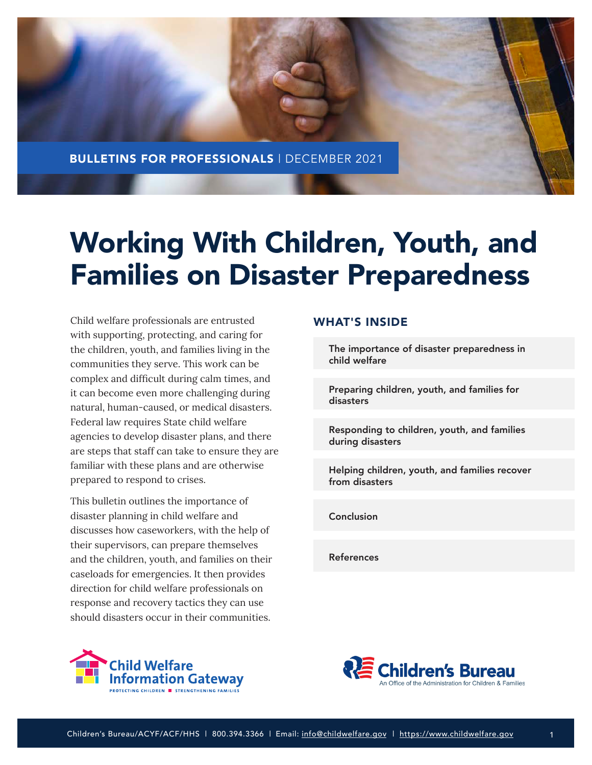BULLETINS FOR PROFESSIONALS | DECEMBER 2021

# Working With Children, Youth, and Families on Disaster Preparedness

Child welfare professionals are entrusted with supporting, protecting, and caring for the children, youth, and families living in the communities they serve. This work can be complex and difficult during calm times, and it can become even more challenging during natural, human-caused, or medical disasters. Federal law requires State child welfare agencies to develop disaster plans, and there are steps that staff can take to ensure they are familiar with these plans and are otherwise prepared to respond to crises.

This bulletin outlines the importance of disaster planning in child welfare and discusses how caseworkers, with the help of their supervisors, can prepare themselves and the children, youth, and families on their caseloads for emergencies. It then provides direction for child welfare professionals on response and recovery tactics they can use should disasters occur in their communities.

## WHAT'S INSIDE

- The importance of disaster preparedness in child welfare
- Preparing children, youth, and families for disasters
- Responding to children, youth, and families during disasters
- Helping children, youth, and families recover from disasters
- Conclusion
- References

Child Welfare Information Gateway — PROTECTING CHILDREN ■ STRENGTHENING FAMILIES

Children's Bureau — An Office of the Administration for Children & Families

Children's Bureau/ACYF/ACF/HHS | 800.394.3366 | Email: info@childwelfare.gov | https://www.childwelfare.gov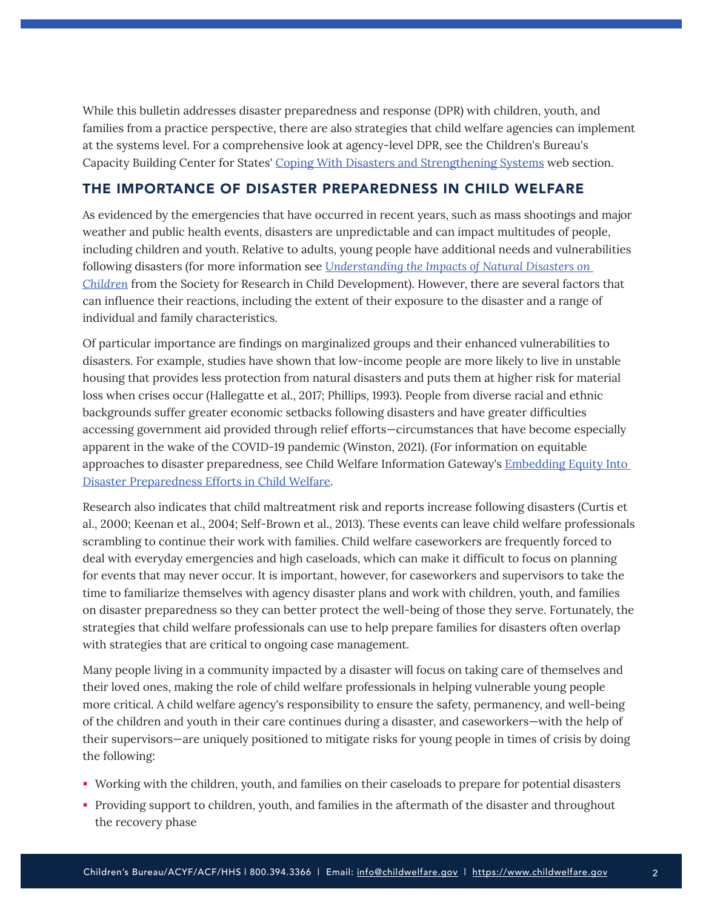While this bulletin addresses disaster preparedness and response (DPR) with children, youth, and families from a practice perspective, there are also strategies that child welfare agencies can implement at the systems level. For a comprehensive look at agency-level DPR, see the Children's Bureau's Capacity Building Center for States' [Coping With Disasters and Strengthening Systems](#) web section.

## THE IMPORTANCE OF DISASTER PREPAREDNESS IN CHILD WELFARE

As evidenced by the emergencies that have occurred in recent years, such as mass shootings and major weather and public health events, disasters are unpredictable and can impact multitudes of people, including children and youth. Relative to adults, young people have additional needs and vulnerabilities following disasters (for more information see [*Understanding the Impacts of Natural Disasters on Children*](#) from the Society for Research in Child Development). However, there are several factors that can influence their reactions, including the extent of their exposure to the disaster and a range of individual and family characteristics.

Of particular importance are findings on marginalized groups and their enhanced vulnerabilities to disasters. For example, studies have shown that low-income people are more likely to live in unstable housing that provides less protection from natural disasters and puts them at higher risk for material loss when crises occur (Hallegatte et al., 2017; Phillips, 1993). People from diverse racial and ethnic backgrounds suffer greater economic setbacks following disasters and have greater difficulties accessing government aid provided through relief efforts—circumstances that have become especially apparent in the wake of the COVID-19 pandemic (Winston, 2021). (For information on equitable approaches to disaster preparedness, see Child Welfare Information Gateway's [Embedding Equity Into Disaster Preparedness Efforts in Child Welfare](#).

Research also indicates that child maltreatment risk and reports increase following disasters (Curtis et al., 2000; Keenan et al., 2004; Self-Brown et al., 2013). These events can leave child welfare professionals scrambling to continue their work with families. Child welfare caseworkers are frequently forced to deal with everyday emergencies and high caseloads, which can make it difficult to focus on planning for events that may never occur. It is important, however, for caseworkers and supervisors to take the time to familiarize themselves with agency disaster plans and work with children, youth, and families on disaster preparedness so they can better protect the well-being of those they serve. Fortunately, the strategies that child welfare professionals can use to help prepare families for disasters often overlap with strategies that are critical to ongoing case management.

Many people living in a community impacted by a disaster will focus on taking care of themselves and their loved ones, making the role of child welfare professionals in helping vulnerable young people more critical. A child welfare agency's responsibility to ensure the safety, permanency, and well-being of the children and youth in their care continues during a disaster, and caseworkers—with the help of their supervisors—are uniquely positioned to mitigate risks for young people in times of crisis by doing the following:

- Working with the children, youth, and families on their caseloads to prepare for potential disasters
- Providing support to children, youth, and families in the aftermath of the disaster and throughout the recovery phase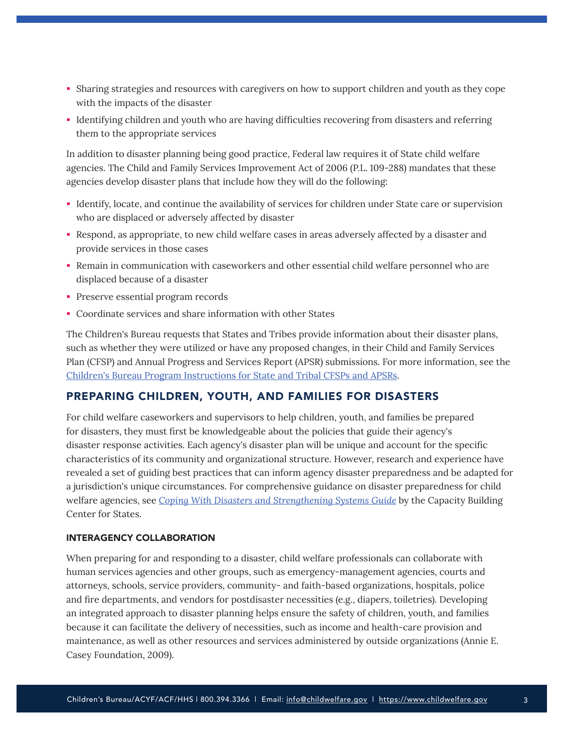- Sharing strategies and resources with caregivers on how to support children and youth as they cope with the impacts of the disaster
- Identifying children and youth who are having difficulties recovering from disasters and referring them to the appropriate services

In addition to disaster planning being good practice, Federal law requires it of State child welfare agencies. The Child and Family Services Improvement Act of 2006 (P.L. 109-288) mandates that these agencies develop disaster plans that include how they will do the following:

- Identify, locate, and continue the availability of services for children under State care or supervision who are displaced or adversely affected by disaster
- Respond, as appropriate, to new child welfare cases in areas adversely affected by a disaster and provide services in those cases
- Remain in communication with caseworkers and other essential child welfare personnel who are displaced because of a disaster
- Preserve essential program records
- Coordinate services and share information with other States

The Children's Bureau requests that States and Tribes provide information about their disaster plans, such as whether they were utilized or have any proposed changes, in their Child and Family Services Plan (CFSP) and Annual Progress and Services Report (APSR) submissions. For more information, see the Children's Bureau Program Instructions for State and Tribal CFSPs and APSRs.

## PREPARING CHILDREN, YOUTH, AND FAMILIES FOR DISASTERS

For child welfare caseworkers and supervisors to help children, youth, and families be prepared for disasters, they must first be knowledgeable about the policies that guide their agency's disaster response activities. Each agency's disaster plan will be unique and account for the specific characteristics of its community and organizational structure. However, research and experience have revealed a set of guiding best practices that can inform agency disaster preparedness and be adapted for a jurisdiction's unique circumstances. For comprehensive guidance on disaster preparedness for child welfare agencies, see *Coping With Disasters and Strengthening Systems Guide* by the Capacity Building Center for States.

### INTERAGENCY COLLABORATION

When preparing for and responding to a disaster, child welfare professionals can collaborate with human services agencies and other groups, such as emergency-management agencies, courts and attorneys, schools, service providers, community- and faith-based organizations, hospitals, police and fire departments, and vendors for postdisaster necessities (e.g., diapers, toiletries). Developing an integrated approach to disaster planning helps ensure the safety of children, youth, and families because it can facilitate the delivery of necessities, such as income and health-care provision and maintenance, as well as other resources and services administered by outside organizations (Annie E. Casey Foundation, 2009).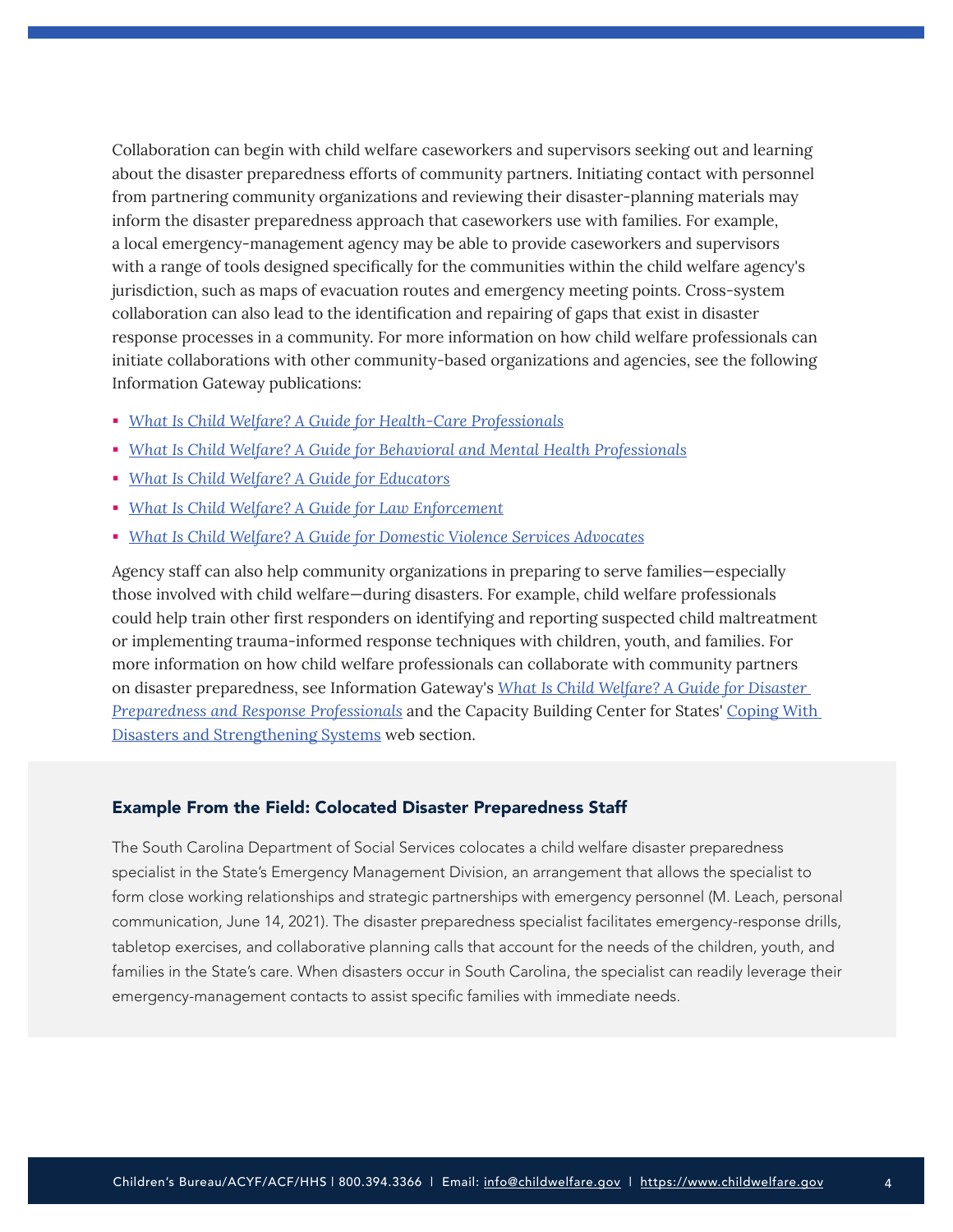Collaboration can begin with child welfare caseworkers and supervisors seeking out and learning about the disaster preparedness efforts of community partners. Initiating contact with personnel from partnering community organizations and reviewing their disaster-planning materials may inform the disaster preparedness approach that caseworkers use with families. For example, a local emergency-management agency may be able to provide caseworkers and supervisors with a range of tools designed specifically for the communities within the child welfare agency's jurisdiction, such as maps of evacuation routes and emergency meeting points. Cross-system collaboration can also lead to the identification and repairing of gaps that exist in disaster response processes in a community. For more information on how child welfare professionals can initiate collaborations with other community-based organizations and agencies, see the following Information Gateway publications:

- *What Is Child Welfare? A Guide for Health-Care Professionals*
- *What Is Child Welfare? A Guide for Behavioral and Mental Health Professionals*
- *What Is Child Welfare? A Guide for Educators*
- *What Is Child Welfare? A Guide for Law Enforcement*
- *What Is Child Welfare? A Guide for Domestic Violence Services Advocates*

Agency staff can also help community organizations in preparing to serve families—especially those involved with child welfare—during disasters. For example, child welfare professionals could help train other first responders on identifying and reporting suspected child maltreatment or implementing trauma-informed response techniques with children, youth, and families. For more information on how child welfare professionals can collaborate with community partners on disaster preparedness, see Information Gateway's *What Is Child Welfare? A Guide for Disaster Preparedness and Response Professionals* and the Capacity Building Center for States' Coping With Disasters and Strengthening Systems web section.

### Example From the Field: Colocated Disaster Preparedness Staff

The South Carolina Department of Social Services colocates a child welfare disaster preparedness specialist in the State's Emergency Management Division, an arrangement that allows the specialist to form close working relationships and strategic partnerships with emergency personnel (M. Leach, personal communication, June 14, 2021). The disaster preparedness specialist facilitates emergency-response drills, tabletop exercises, and collaborative planning calls that account for the needs of the children, youth, and families in the State's care. When disasters occur in South Carolina, the specialist can readily leverage their emergency-management contacts to assist specific families with immediate needs.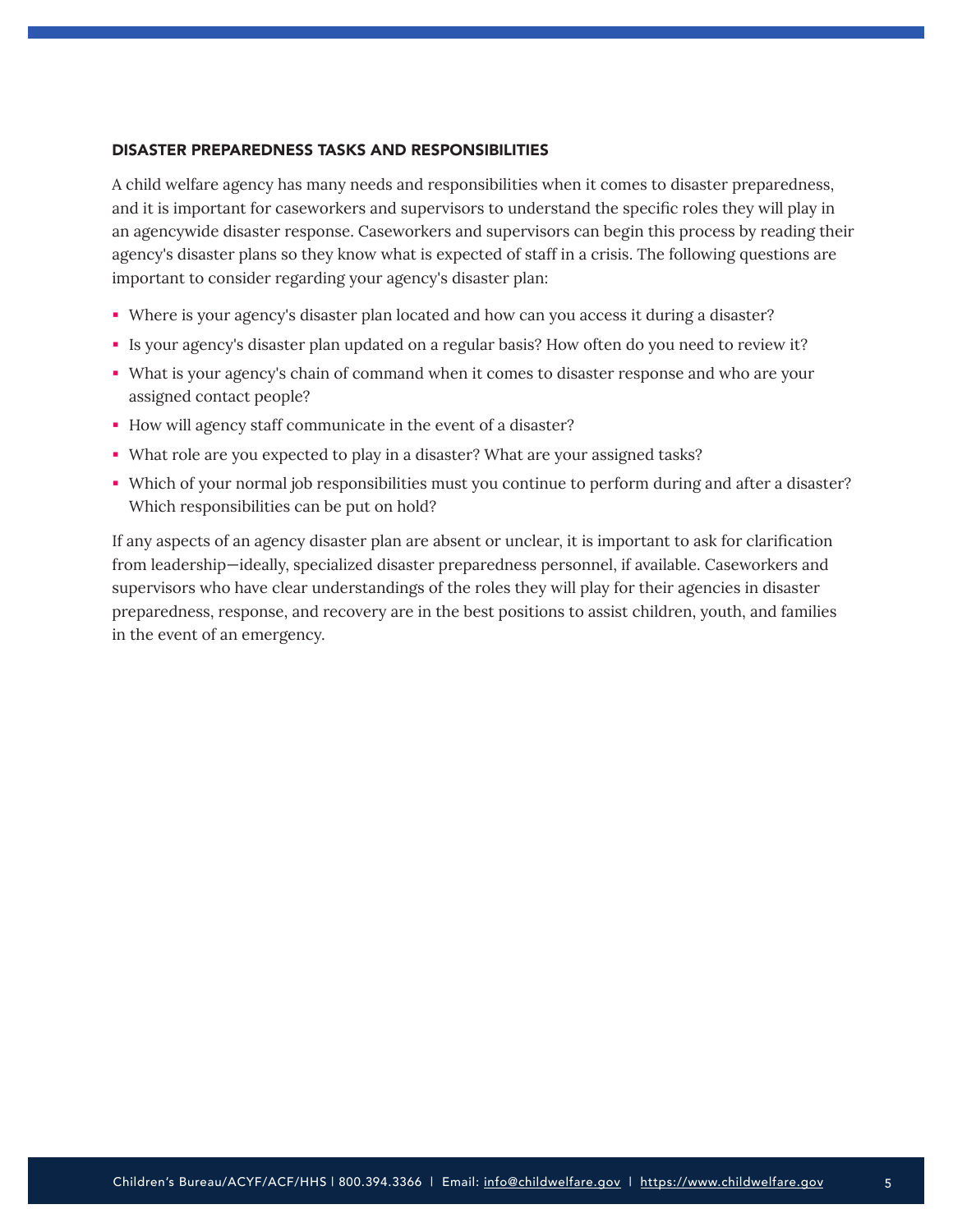## DISASTER PREPAREDNESS TASKS AND RESPONSIBILITIES

A child welfare agency has many needs and responsibilities when it comes to disaster preparedness, and it is important for caseworkers and supervisors to understand the specific roles they will play in an agencywide disaster response. Caseworkers and supervisors can begin this process by reading their agency's disaster plans so they know what is expected of staff in a crisis. The following questions are important to consider regarding your agency's disaster plan:

- Where is your agency's disaster plan located and how can you access it during a disaster?
- Is your agency's disaster plan updated on a regular basis? How often do you need to review it?
- What is your agency's chain of command when it comes to disaster response and who are your assigned contact people?
- How will agency staff communicate in the event of a disaster?
- What role are you expected to play in a disaster? What are your assigned tasks?
- Which of your normal job responsibilities must you continue to perform during and after a disaster? Which responsibilities can be put on hold?

If any aspects of an agency disaster plan are absent or unclear, it is important to ask for clarification from leadership—ideally, specialized disaster preparedness personnel, if available. Caseworkers and supervisors who have clear understandings of the roles they will play for their agencies in disaster preparedness, response, and recovery are in the best positions to assist children, youth, and families in the event of an emergency.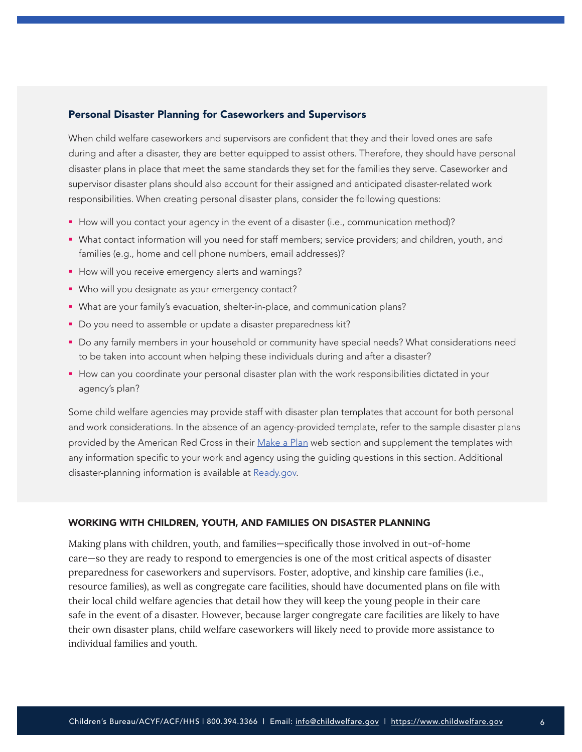### Personal Disaster Planning for Caseworkers and Supervisors

When child welfare caseworkers and supervisors are confident that they and their loved ones are safe during and after a disaster, they are better equipped to assist others. Therefore, they should have personal disaster plans in place that meet the same standards they set for the families they serve. Caseworker and supervisor disaster plans should also account for their assigned and anticipated disaster-related work responsibilities. When creating personal disaster plans, consider the following questions:

- How will you contact your agency in the event of a disaster (i.e., communication method)?
- What contact information will you need for staff members; service providers; and children, youth, and families (e.g., home and cell phone numbers, email addresses)?
- How will you receive emergency alerts and warnings?
- Who will you designate as your emergency contact?
- What are your family's evacuation, shelter-in-place, and communication plans?
- Do you need to assemble or update a disaster preparedness kit?
- Do any family members in your household or community have special needs? What considerations need to be taken into account when helping these individuals during and after a disaster?
- How can you coordinate your personal disaster plan with the work responsibilities dictated in your agency's plan?

Some child welfare agencies may provide staff with disaster plan templates that account for both personal and work considerations. In the absence of an agency-provided template, refer to the sample disaster plans provided by the American Red Cross in their Make a Plan web section and supplement the templates with any information specific to your work and agency using the guiding questions in this section. Additional disaster-planning information is available at Ready.gov.

## WORKING WITH CHILDREN, YOUTH, AND FAMILIES ON DISASTER PLANNING

Making plans with children, youth, and families—specifically those involved in out-of-home care—so they are ready to respond to emergencies is one of the most critical aspects of disaster preparedness for caseworkers and supervisors. Foster, adoptive, and kinship care families (i.e., resource families), as well as congregate care facilities, should have documented plans on file with their local child welfare agencies that detail how they will keep the young people in their care safe in the event of a disaster. However, because larger congregate care facilities are likely to have their own disaster plans, child welfare caseworkers will likely need to provide more assistance to individual families and youth.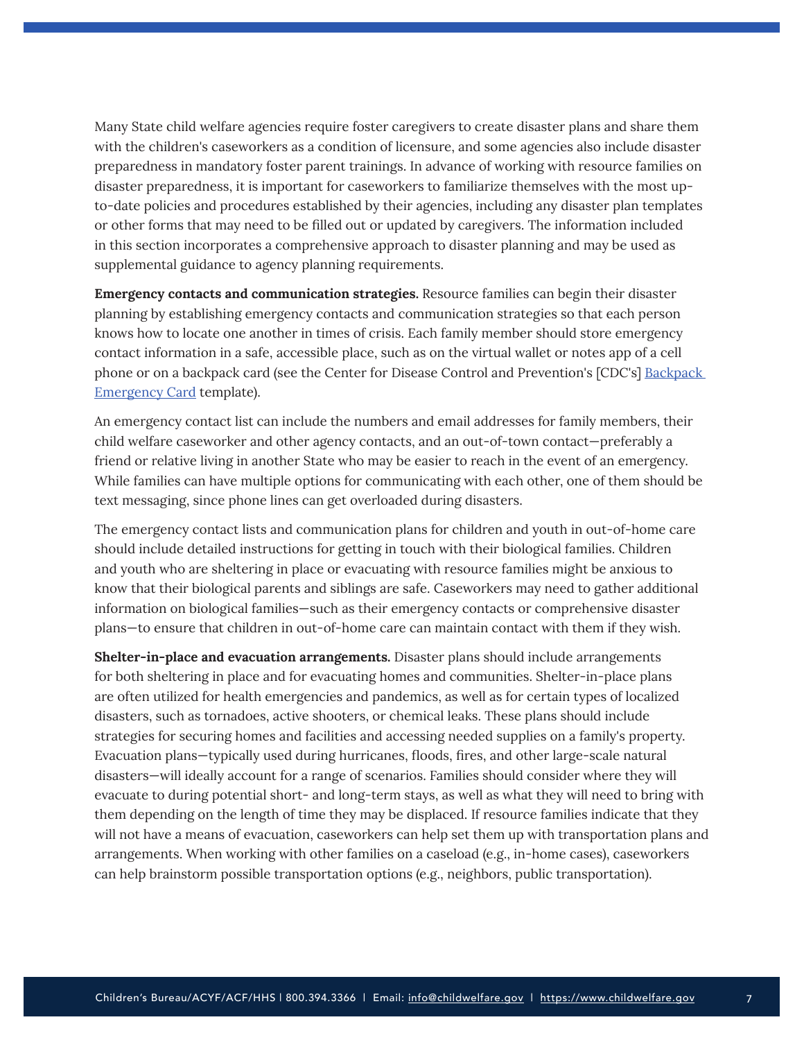Many State child welfare agencies require foster caregivers to create disaster plans and share them with the children's caseworkers as a condition of licensure, and some agencies also include disaster preparedness in mandatory foster parent trainings. In advance of working with resource families on disaster preparedness, it is important for caseworkers to familiarize themselves with the most up-to-date policies and procedures established by their agencies, including any disaster plan templates or other forms that may need to be filled out or updated by caregivers. The information included in this section incorporates a comprehensive approach to disaster planning and may be used as supplemental guidance to agency planning requirements.

**Emergency contacts and communication strategies.** Resource families can begin their disaster planning by establishing emergency contacts and communication strategies so that each person knows how to locate one another in times of crisis. Each family member should store emergency contact information in a safe, accessible place, such as on the virtual wallet or notes app of a cell phone or on a backpack card (see the Center for Disease Control and Prevention's [CDC's] [Backpack Emergency Card](#) template).

An emergency contact list can include the numbers and email addresses for family members, their child welfare caseworker and other agency contacts, and an out-of-town contact—preferably a friend or relative living in another State who may be easier to reach in the event of an emergency. While families can have multiple options for communicating with each other, one of them should be text messaging, since phone lines can get overloaded during disasters.

The emergency contact lists and communication plans for children and youth in out-of-home care should include detailed instructions for getting in touch with their biological families. Children and youth who are sheltering in place or evacuating with resource families might be anxious to know that their biological parents and siblings are safe. Caseworkers may need to gather additional information on biological families—such as their emergency contacts or comprehensive disaster plans—to ensure that children in out-of-home care can maintain contact with them if they wish.

**Shelter-in-place and evacuation arrangements.** Disaster plans should include arrangements for both sheltering in place and for evacuating homes and communities. Shelter-in-place plans are often utilized for health emergencies and pandemics, as well as for certain types of localized disasters, such as tornadoes, active shooters, or chemical leaks. These plans should include strategies for securing homes and facilities and accessing needed supplies on a family's property. Evacuation plans—typically used during hurricanes, floods, fires, and other large-scale natural disasters—will ideally account for a range of scenarios. Families should consider where they will evacuate to during potential short- and long-term stays, as well as what they will need to bring with them depending on the length of time they may be displaced. If resource families indicate that they will not have a means of evacuation, caseworkers can help set them up with transportation plans and arrangements. When working with other families on a caseload (e.g., in-home cases), caseworkers can help brainstorm possible transportation options (e.g., neighbors, public transportation).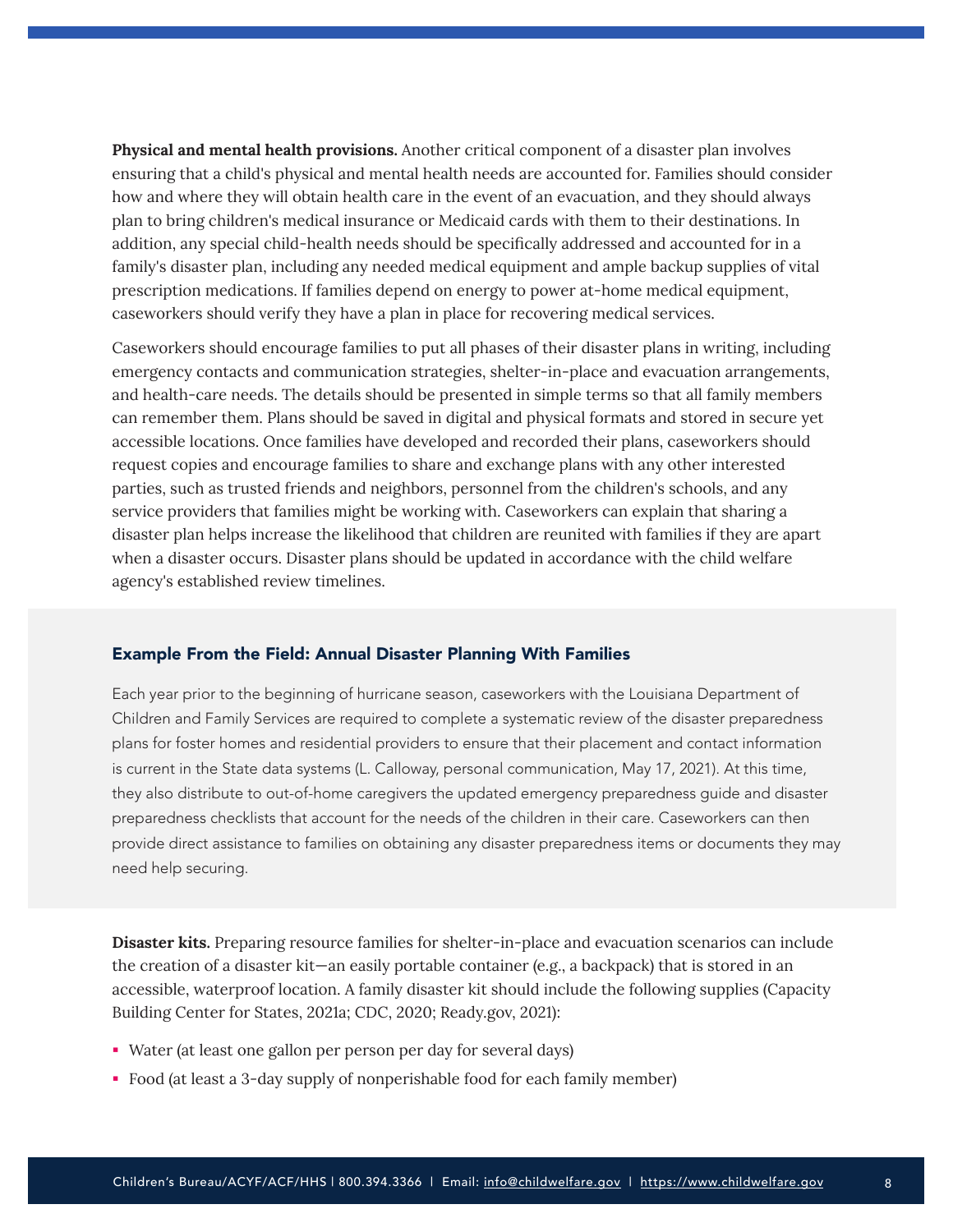**Physical and mental health provisions.** Another critical component of a disaster plan involves ensuring that a child's physical and mental health needs are accounted for. Families should consider how and where they will obtain health care in the event of an evacuation, and they should always plan to bring children's medical insurance or Medicaid cards with them to their destinations. In addition, any special child-health needs should be specifically addressed and accounted for in a family's disaster plan, including any needed medical equipment and ample backup supplies of vital prescription medications. If families depend on energy to power at-home medical equipment, caseworkers should verify they have a plan in place for recovering medical services.

Caseworkers should encourage families to put all phases of their disaster plans in writing, including emergency contacts and communication strategies, shelter-in-place and evacuation arrangements, and health-care needs. The details should be presented in simple terms so that all family members can remember them. Plans should be saved in digital and physical formats and stored in secure yet accessible locations. Once families have developed and recorded their plans, caseworkers should request copies and encourage families to share and exchange plans with any other interested parties, such as trusted friends and neighbors, personnel from the children's schools, and any service providers that families might be working with. Caseworkers can explain that sharing a disaster plan helps increase the likelihood that children are reunited with families if they are apart when a disaster occurs. Disaster plans should be updated in accordance with the child welfare agency's established review timelines.

### Example From the Field: Annual Disaster Planning With Families

Each year prior to the beginning of hurricane season, caseworkers with the Louisiana Department of Children and Family Services are required to complete a systematic review of the disaster preparedness plans for foster homes and residential providers to ensure that their placement and contact information is current in the State data systems (L. Calloway, personal communication, May 17, 2021). At this time, they also distribute to out-of-home caregivers the updated emergency preparedness guide and disaster preparedness checklists that account for the needs of the children in their care. Caseworkers can then provide direct assistance to families on obtaining any disaster preparedness items or documents they may need help securing.

**Disaster kits.** Preparing resource families for shelter-in-place and evacuation scenarios can include the creation of a disaster kit—an easily portable container (e.g., a backpack) that is stored in an accessible, waterproof location. A family disaster kit should include the following supplies (Capacity Building Center for States, 2021a; CDC, 2020; Ready.gov, 2021):

- Water (at least one gallon per person per day for several days)
- Food (at least a 3-day supply of nonperishable food for each family member)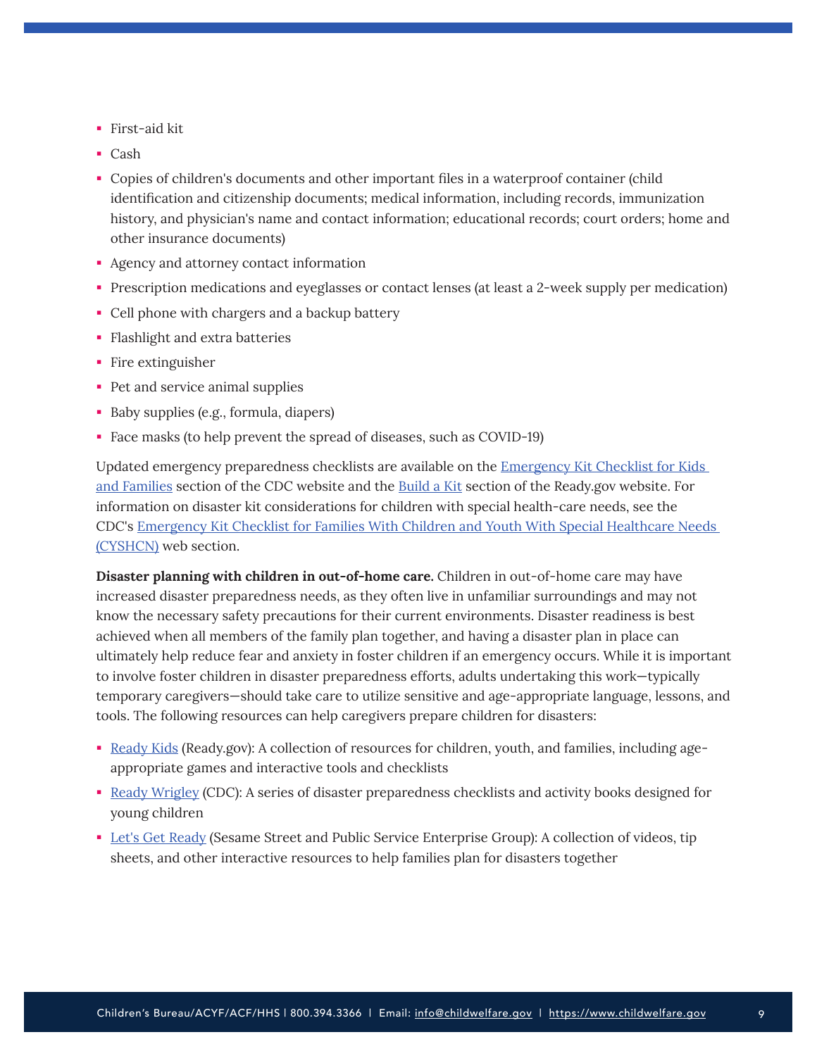- First-aid kit
- Cash
- Copies of children's documents and other important files in a waterproof container (child identification and citizenship documents; medical information, including records, immunization history, and physician's name and contact information; educational records; court orders; home and other insurance documents)
- Agency and attorney contact information
- Prescription medications and eyeglasses or contact lenses (at least a 2-week supply per medication)
- Cell phone with chargers and a backup battery
- Flashlight and extra batteries
- Fire extinguisher
- Pet and service animal supplies
- Baby supplies (e.g., formula, diapers)
- Face masks (to help prevent the spread of diseases, such as COVID-19)

Updated emergency preparedness checklists are available on the [Emergency Kit Checklist for Kids and Families]() section of the CDC website and the [Build a Kit]() section of the Ready.gov website. For information on disaster kit considerations for children with special health-care needs, see the CDC's [Emergency Kit Checklist for Families With Children and Youth With Special Healthcare Needs (CYSHCN)]() web section.

**Disaster planning with children in out-of-home care.** Children in out-of-home care may have increased disaster preparedness needs, as they often live in unfamiliar surroundings and may not know the necessary safety precautions for their current environments. Disaster readiness is best achieved when all members of the family plan together, and having a disaster plan in place can ultimately help reduce fear and anxiety in foster children if an emergency occurs. While it is important to involve foster children in disaster preparedness efforts, adults undertaking this work—typically temporary caregivers—should take care to utilize sensitive and age-appropriate language, lessons, and tools. The following resources can help caregivers prepare children for disasters:

- [Ready Kids]() (Ready.gov): A collection of resources for children, youth, and families, including age-appropriate games and interactive tools and checklists
- [Ready Wrigley]() (CDC): A series of disaster preparedness checklists and activity books designed for young children
- [Let's Get Ready]() (Sesame Street and Public Service Enterprise Group): A collection of videos, tip sheets, and other interactive resources to help families plan for disasters together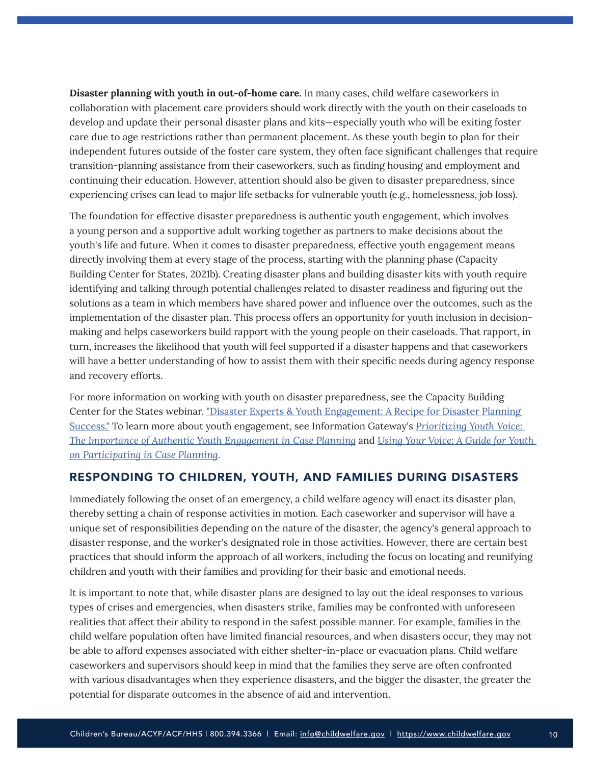**Disaster planning with youth in out-of-home care.** In many cases, child welfare caseworkers in collaboration with placement care providers should work directly with the youth on their caseloads to develop and update their personal disaster plans and kits—especially youth who will be exiting foster care due to age restrictions rather than permanent placement. As these youth begin to plan for their independent futures outside of the foster care system, they often face significant challenges that require transition-planning assistance from their caseworkers, such as finding housing and employment and continuing their education. However, attention should also be given to disaster preparedness, since experiencing crises can lead to major life setbacks for vulnerable youth (e.g., homelessness, job loss).

The foundation for effective disaster preparedness is authentic youth engagement, which involves a young person and a supportive adult working together as partners to make decisions about the youth's life and future. When it comes to disaster preparedness, effective youth engagement means directly involving them at every stage of the process, starting with the planning phase (Capacity Building Center for States, 2021b). Creating disaster plans and building disaster kits with youth require identifying and talking through potential challenges related to disaster readiness and figuring out the solutions as a team in which members have shared power and influence over the outcomes, such as the implementation of the disaster plan. This process offers an opportunity for youth inclusion in decision-making and helps caseworkers build rapport with the young people on their caseloads. That rapport, in turn, increases the likelihood that youth will feel supported if a disaster happens and that caseworkers will have a better understanding of how to assist them with their specific needs during agency response and recovery efforts.

For more information on working with youth on disaster preparedness, see the Capacity Building Center for the States webinar, "Disaster Experts & Youth Engagement: A Recipe for Disaster Planning Success." To learn more about youth engagement, see Information Gateway's *Prioritizing Youth Voice: The Importance of Authentic Youth Engagement in Case Planning* and *Using Your Voice: A Guide for Youth on Participating in Case Planning*.

## RESPONDING TO CHILDREN, YOUTH, AND FAMILIES DURING DISASTERS

Immediately following the onset of an emergency, a child welfare agency will enact its disaster plan, thereby setting a chain of response activities in motion. Each caseworker and supervisor will have a unique set of responsibilities depending on the nature of the disaster, the agency's general approach to disaster response, and the worker's designated role in those activities. However, there are certain best practices that should inform the approach of all workers, including the focus on locating and reunifying children and youth with their families and providing for their basic and emotional needs.

It is important to note that, while disaster plans are designed to lay out the ideal responses to various types of crises and emergencies, when disasters strike, families may be confronted with unforeseen realities that affect their ability to respond in the safest possible manner. For example, families in the child welfare population often have limited financial resources, and when disasters occur, they may not be able to afford expenses associated with either shelter-in-place or evacuation plans. Child welfare caseworkers and supervisors should keep in mind that the families they serve are often confronted with various disadvantages when they experience disasters, and the bigger the disaster, the greater the potential for disparate outcomes in the absence of aid and intervention.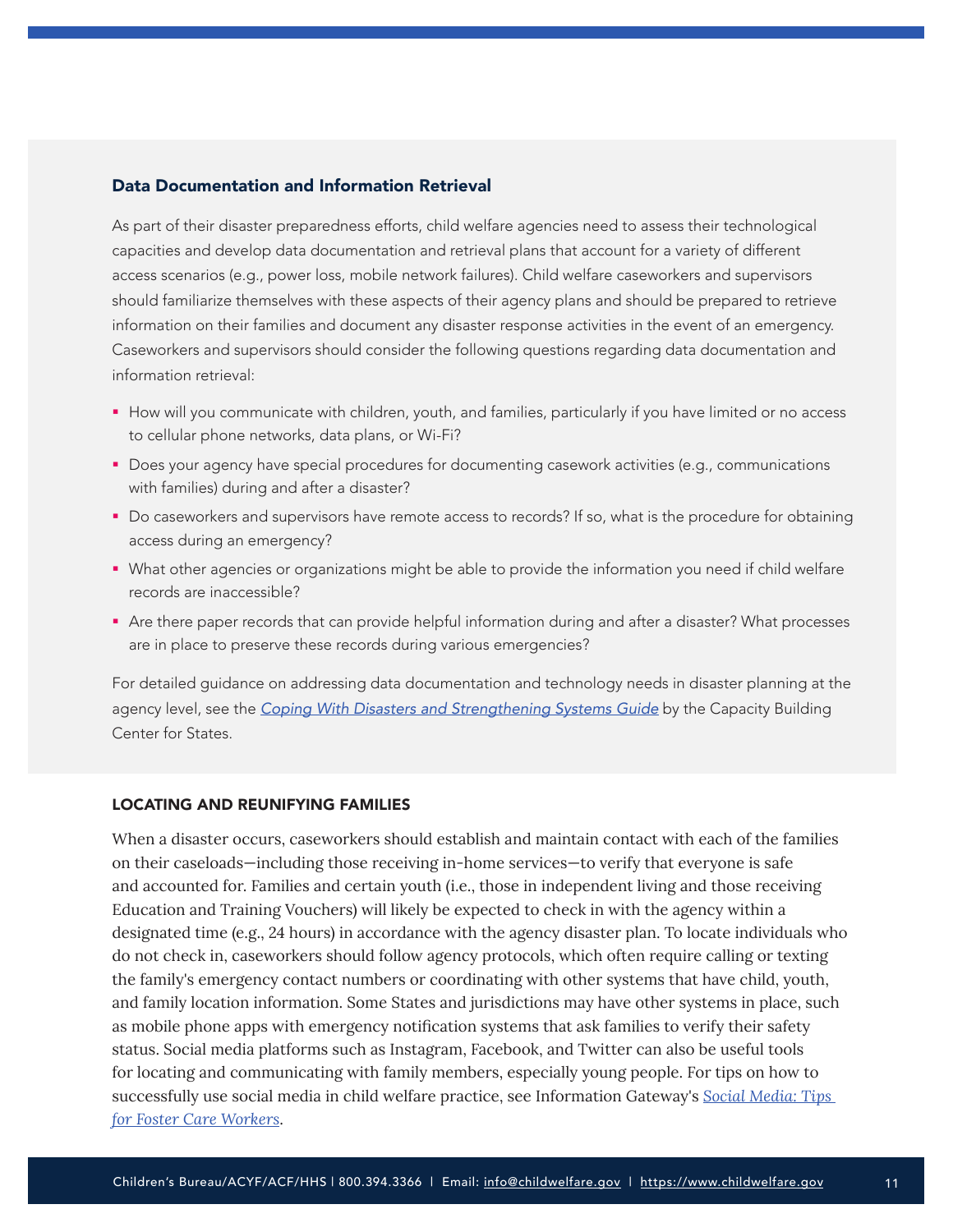### Data Documentation and Information Retrieval

As part of their disaster preparedness efforts, child welfare agencies need to assess their technological capacities and develop data documentation and retrieval plans that account for a variety of different access scenarios (e.g., power loss, mobile network failures). Child welfare caseworkers and supervisors should familiarize themselves with these aspects of their agency plans and should be prepared to retrieve information on their families and document any disaster response activities in the event of an emergency. Caseworkers and supervisors should consider the following questions regarding data documentation and information retrieval:

- How will you communicate with children, youth, and families, particularly if you have limited or no access to cellular phone networks, data plans, or Wi-Fi?
- Does your agency have special procedures for documenting casework activities (e.g., communications with families) during and after a disaster?
- Do caseworkers and supervisors have remote access to records? If so, what is the procedure for obtaining access during an emergency?
- What other agencies or organizations might be able to provide the information you need if child welfare records are inaccessible?
- Are there paper records that can provide helpful information during and after a disaster? What processes are in place to preserve these records during various emergencies?

For detailed guidance on addressing data documentation and technology needs in disaster planning at the agency level, see the *Coping With Disasters and Strengthening Systems Guide* by the Capacity Building Center for States.

## LOCATING AND REUNIFYING FAMILIES

When a disaster occurs, caseworkers should establish and maintain contact with each of the families on their caseloads—including those receiving in-home services—to verify that everyone is safe and accounted for. Families and certain youth (i.e., those in independent living and those receiving Education and Training Vouchers) will likely be expected to check in with the agency within a designated time (e.g., 24 hours) in accordance with the agency disaster plan. To locate individuals who do not check in, caseworkers should follow agency protocols, which often require calling or texting the family's emergency contact numbers or coordinating with other systems that have child, youth, and family location information. Some States and jurisdictions may have other systems in place, such as mobile phone apps with emergency notification systems that ask families to verify their safety status. Social media platforms such as Instagram, Facebook, and Twitter can also be useful tools for locating and communicating with family members, especially young people. For tips on how to successfully use social media in child welfare practice, see Information Gateway's *Social Media: Tips for Foster Care Workers*.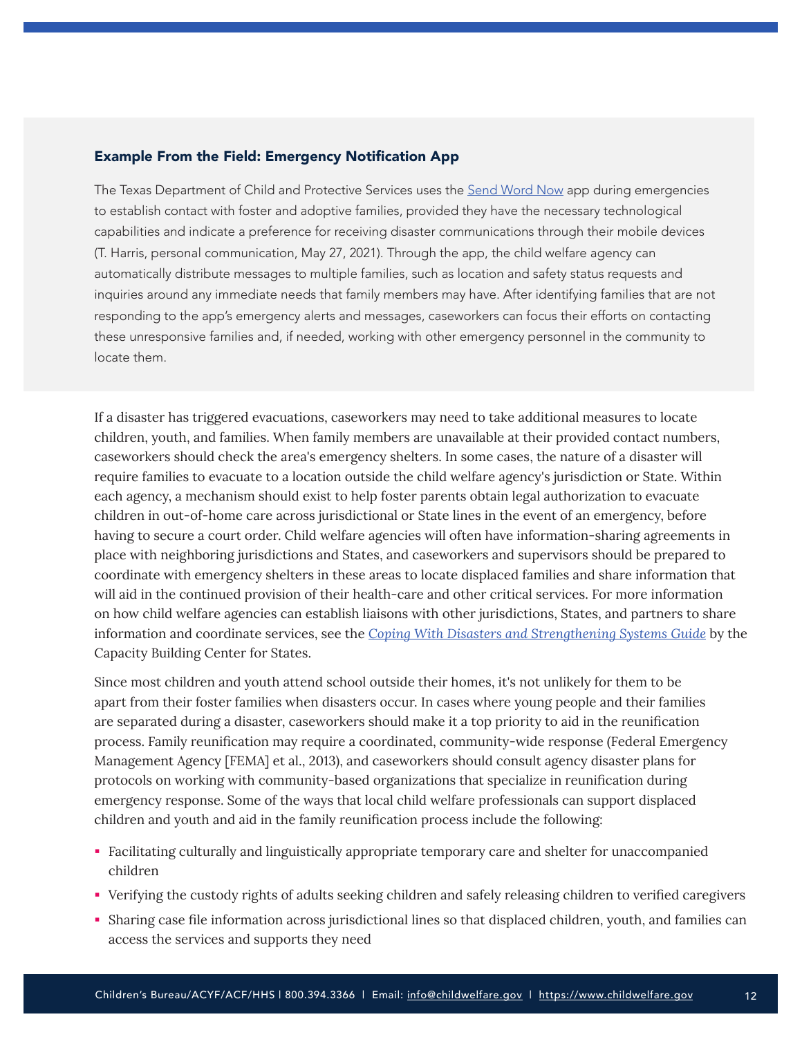### Example From the Field: Emergency Notification App

The Texas Department of Child and Protective Services uses the [Send Word Now](#) app during emergencies to establish contact with foster and adoptive families, provided they have the necessary technological capabilities and indicate a preference for receiving disaster communications through their mobile devices (T. Harris, personal communication, May 27, 2021). Through the app, the child welfare agency can automatically distribute messages to multiple families, such as location and safety status requests and inquiries around any immediate needs that family members may have. After identifying families that are not responding to the app's emergency alerts and messages, caseworkers can focus their efforts on contacting these unresponsive families and, if needed, working with other emergency personnel in the community to locate them.

If a disaster has triggered evacuations, caseworkers may need to take additional measures to locate children, youth, and families. When family members are unavailable at their provided contact numbers, caseworkers should check the area's emergency shelters. In some cases, the nature of a disaster will require families to evacuate to a location outside the child welfare agency's jurisdiction or State. Within each agency, a mechanism should exist to help foster parents obtain legal authorization to evacuate children in out-of-home care across jurisdictional or State lines in the event of an emergency, before having to secure a court order. Child welfare agencies will often have information-sharing agreements in place with neighboring jurisdictions and States, and caseworkers and supervisors should be prepared to coordinate with emergency shelters in these areas to locate displaced families and share information that will aid in the continued provision of their health-care and other critical services. For more information on how child welfare agencies can establish liaisons with other jurisdictions, States, and partners to share information and coordinate services, see the *[Coping With Disasters and Strengthening Systems Guide](#)* by the Capacity Building Center for States.

Since most children and youth attend school outside their homes, it's not unlikely for them to be apart from their foster families when disasters occur. In cases where young people and their families are separated during a disaster, caseworkers should make it a top priority to aid in the reunification process. Family reunification may require a coordinated, community-wide response (Federal Emergency Management Agency [FEMA] et al., 2013), and caseworkers should consult agency disaster plans for protocols on working with community-based organizations that specialize in reunification during emergency response. Some of the ways that local child welfare professionals can support displaced children and youth and aid in the family reunification process include the following:

- Facilitating culturally and linguistically appropriate temporary care and shelter for unaccompanied children
- Verifying the custody rights of adults seeking children and safely releasing children to verified caregivers
- Sharing case file information across jurisdictional lines so that displaced children, youth, and families can access the services and supports they need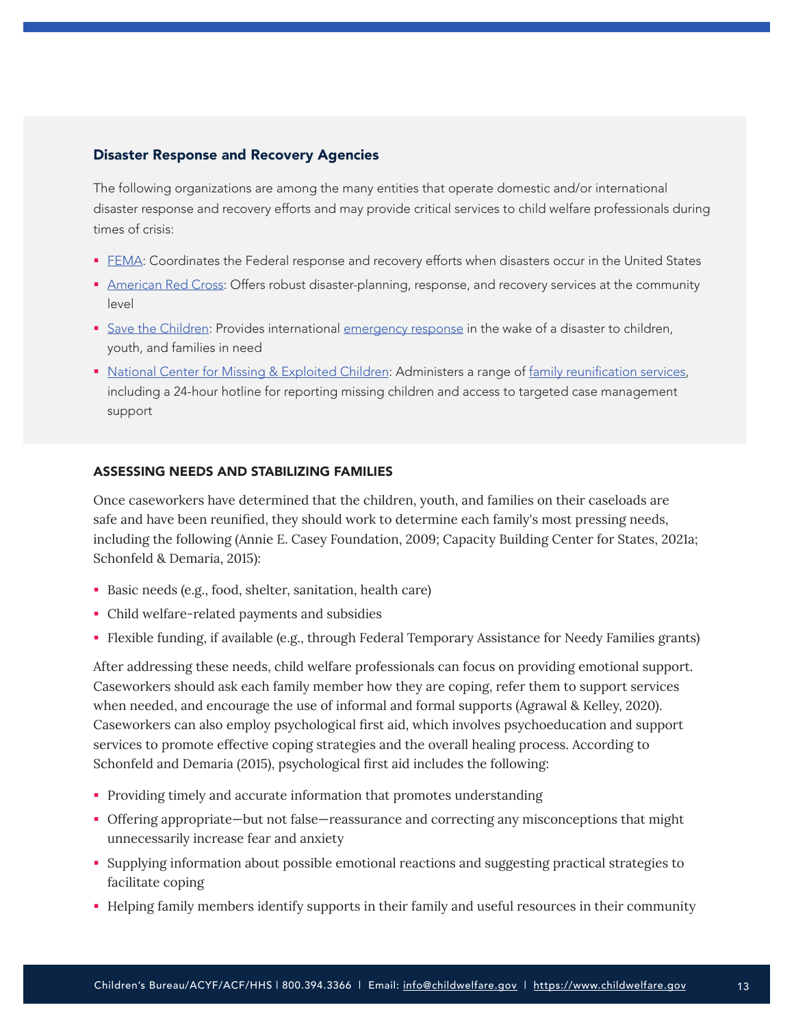### Disaster Response and Recovery Agencies

The following organizations are among the many entities that operate domestic and/or international disaster response and recovery efforts and may provide critical services to child welfare professionals during times of crisis:

- FEMA: Coordinates the Federal response and recovery efforts when disasters occur in the United States
- American Red Cross: Offers robust disaster-planning, response, and recovery services at the community level
- Save the Children: Provides international emergency response in the wake of a disaster to children, youth, and families in need
- National Center for Missing & Exploited Children: Administers a range of family reunification services, including a 24-hour hotline for reporting missing children and access to targeted case management support

## ASSESSING NEEDS AND STABILIZING FAMILIES

Once caseworkers have determined that the children, youth, and families on their caseloads are safe and have been reunified, they should work to determine each family's most pressing needs, including the following (Annie E. Casey Foundation, 2009; Capacity Building Center for States, 2021a; Schonfeld & Demaria, 2015):

- Basic needs (e.g., food, shelter, sanitation, health care)
- Child welfare-related payments and subsidies
- Flexible funding, if available (e.g., through Federal Temporary Assistance for Needy Families grants)

After addressing these needs, child welfare professionals can focus on providing emotional support. Caseworkers should ask each family member how they are coping, refer them to support services when needed, and encourage the use of informal and formal supports (Agrawal & Kelley, 2020). Caseworkers can also employ psychological first aid, which involves psychoeducation and support services to promote effective coping strategies and the overall healing process. According to Schonfeld and Demaria (2015), psychological first aid includes the following:

- Providing timely and accurate information that promotes understanding
- Offering appropriate—but not false—reassurance and correcting any misconceptions that might unnecessarily increase fear and anxiety
- Supplying information about possible emotional reactions and suggesting practical strategies to facilitate coping
- Helping family members identify supports in their family and useful resources in their community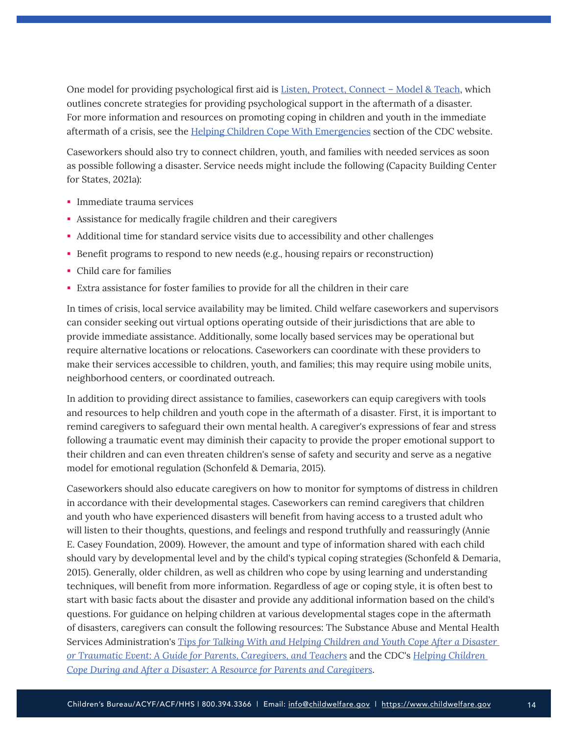One model for providing psychological first aid is [Listen, Protect, Connect – Model & Teach](), which outlines concrete strategies for providing psychological support in the aftermath of a disaster. For more information and resources on promoting coping in children and youth in the immediate aftermath of a crisis, see the [Helping Children Cope With Emergencies]() section of the CDC website.

Caseworkers should also try to connect children, youth, and families with needed services as soon as possible following a disaster. Service needs might include the following (Capacity Building Center for States, 2021a):

- Immediate trauma services
- Assistance for medically fragile children and their caregivers
- Additional time for standard service visits due to accessibility and other challenges
- Benefit programs to respond to new needs (e.g., housing repairs or reconstruction)
- Child care for families
- Extra assistance for foster families to provide for all the children in their care

In times of crisis, local service availability may be limited. Child welfare caseworkers and supervisors can consider seeking out virtual options operating outside of their jurisdictions that are able to provide immediate assistance. Additionally, some locally based services may be operational but require alternative locations or relocations. Caseworkers can coordinate with these providers to make their services accessible to children, youth, and families; this may require using mobile units, neighborhood centers, or coordinated outreach.

In addition to providing direct assistance to families, caseworkers can equip caregivers with tools and resources to help children and youth cope in the aftermath of a disaster. First, it is important to remind caregivers to safeguard their own mental health. A caregiver's expressions of fear and stress following a traumatic event may diminish their capacity to provide the proper emotional support to their children and can even threaten children's sense of safety and security and serve as a negative model for emotional regulation (Schonfeld & Demaria, 2015).

Caseworkers should also educate caregivers on how to monitor for symptoms of distress in children in accordance with their developmental stages. Caseworkers can remind caregivers that children and youth who have experienced disasters will benefit from having access to a trusted adult who will listen to their thoughts, questions, and feelings and respond truthfully and reassuringly (Annie E. Casey Foundation, 2009). However, the amount and type of information shared with each child should vary by developmental level and by the child's typical coping strategies (Schonfeld & Demaria, 2015). Generally, older children, as well as children who cope by using learning and understanding techniques, will benefit from more information. Regardless of age or coping style, it is often best to start with basic facts about the disaster and provide any additional information based on the child's questions. For guidance on helping children at various developmental stages cope in the aftermath of disasters, caregivers can consult the following resources: The Substance Abuse and Mental Health Services Administration's [*Tips for Talking With and Helping Children and Youth Cope After a Disaster or Traumatic Event: A Guide for Parents, Caregivers, and Teachers*]() and the CDC's [*Helping Children Cope During and After a Disaster: A Resource for Parents and Caregivers*]().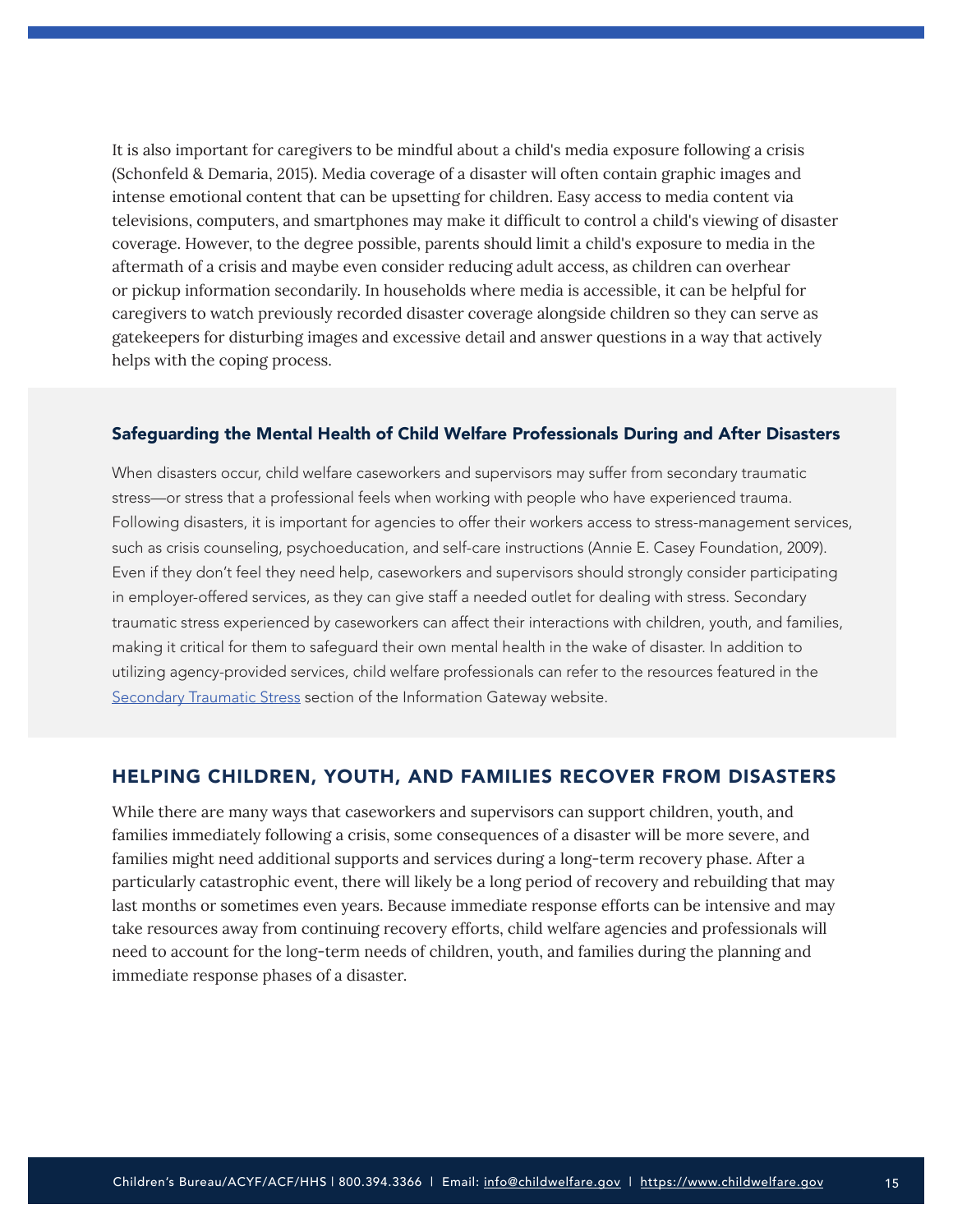It is also important for caregivers to be mindful about a child's media exposure following a crisis (Schonfeld & Demaria, 2015). Media coverage of a disaster will often contain graphic images and intense emotional content that can be upsetting for children. Easy access to media content via televisions, computers, and smartphones may make it difficult to control a child's viewing of disaster coverage. However, to the degree possible, parents should limit a child's exposure to media in the aftermath of a crisis and maybe even consider reducing adult access, as children can overhear or pickup information secondarily. In households where media is accessible, it can be helpful for caregivers to watch previously recorded disaster coverage alongside children so they can serve as gatekeepers for disturbing images and excessive detail and answer questions in a way that actively helps with the coping process.

### Safeguarding the Mental Health of Child Welfare Professionals During and After Disasters

When disasters occur, child welfare caseworkers and supervisors may suffer from secondary traumatic stress—or stress that a professional feels when working with people who have experienced trauma. Following disasters, it is important for agencies to offer their workers access to stress-management services, such as crisis counseling, psychoeducation, and self-care instructions (Annie E. Casey Foundation, 2009). Even if they don't feel they need help, caseworkers and supervisors should strongly consider participating in employer-offered services, as they can give staff a needed outlet for dealing with stress. Secondary traumatic stress experienced by caseworkers can affect their interactions with children, youth, and families, making it critical for them to safeguard their own mental health in the wake of disaster. In addition to utilizing agency-provided services, child welfare professionals can refer to the resources featured in the Secondary Traumatic Stress section of the Information Gateway website.

## HELPING CHILDREN, YOUTH, AND FAMILIES RECOVER FROM DISASTERS

While there are many ways that caseworkers and supervisors can support children, youth, and families immediately following a crisis, some consequences of a disaster will be more severe, and families might need additional supports and services during a long-term recovery phase. After a particularly catastrophic event, there will likely be a long period of recovery and rebuilding that may last months or sometimes even years. Because immediate response efforts can be intensive and may take resources away from continuing recovery efforts, child welfare agencies and professionals will need to account for the long-term needs of children, youth, and families during the planning and immediate response phases of a disaster.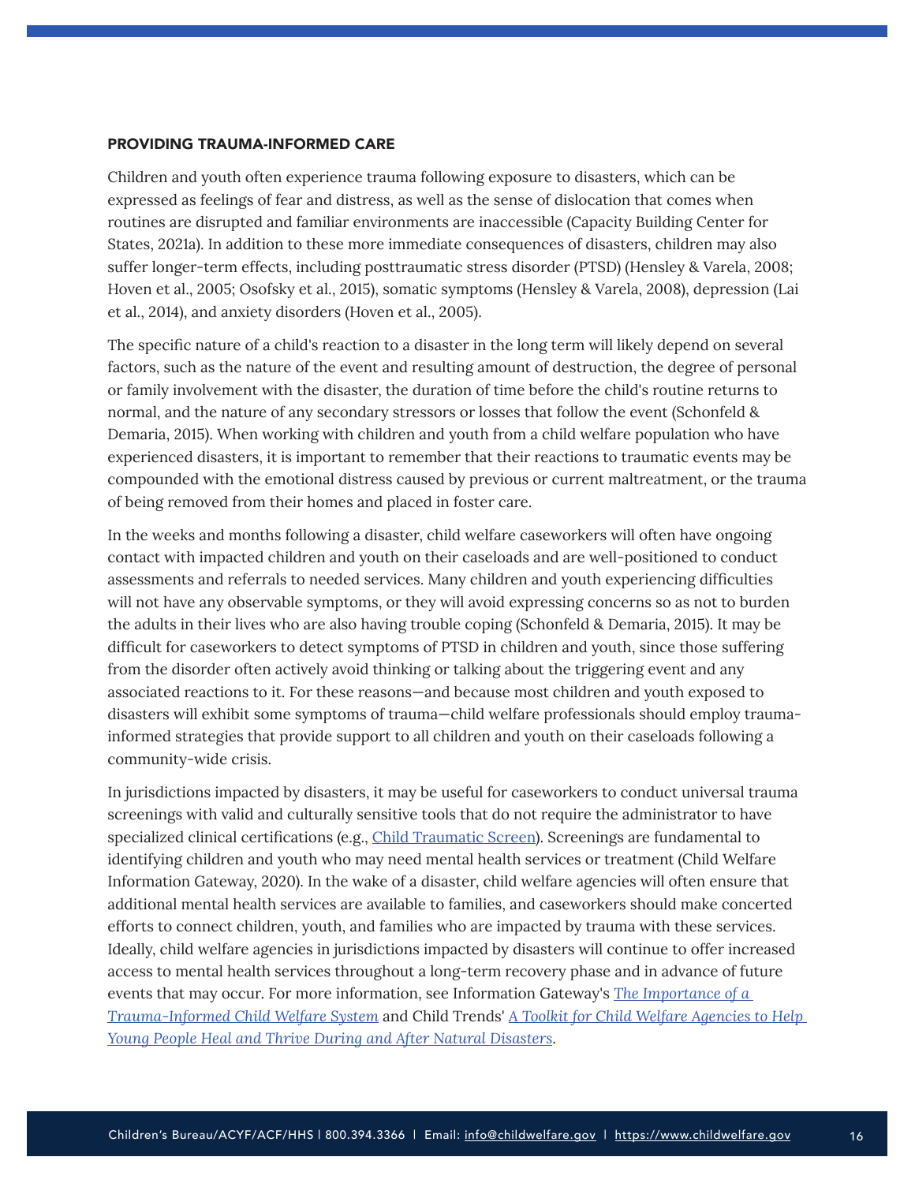### PROVIDING TRAUMA-INFORMED CARE

Children and youth often experience trauma following exposure to disasters, which can be expressed as feelings of fear and distress, as well as the sense of dislocation that comes when routines are disrupted and familiar environments are inaccessible (Capacity Building Center for States, 2021a). In addition to these more immediate consequences of disasters, children may also suffer longer-term effects, including posttraumatic stress disorder (PTSD) (Hensley & Varela, 2008; Hoven et al., 2005; Osofsky et al., 2015), somatic symptoms (Hensley & Varela, 2008), depression (Lai et al., 2014), and anxiety disorders (Hoven et al., 2005).

The specific nature of a child's reaction to a disaster in the long term will likely depend on several factors, such as the nature of the event and resulting amount of destruction, the degree of personal or family involvement with the disaster, the duration of time before the child's routine returns to normal, and the nature of any secondary stressors or losses that follow the event (Schonfeld & Demaria, 2015). When working with children and youth from a child welfare population who have experienced disasters, it is important to remember that their reactions to traumatic events may be compounded with the emotional distress caused by previous or current maltreatment, or the trauma of being removed from their homes and placed in foster care.

In the weeks and months following a disaster, child welfare caseworkers will often have ongoing contact with impacted children and youth on their caseloads and are well-positioned to conduct assessments and referrals to needed services. Many children and youth experiencing difficulties will not have any observable symptoms, or they will avoid expressing concerns so as not to burden the adults in their lives who are also having trouble coping (Schonfeld & Demaria, 2015). It may be difficult for caseworkers to detect symptoms of PTSD in children and youth, since those suffering from the disorder often actively avoid thinking or talking about the triggering event and any associated reactions to it. For these reasons—and because most children and youth exposed to disasters will exhibit some symptoms of trauma—child welfare professionals should employ trauma-informed strategies that provide support to all children and youth on their caseloads following a community-wide crisis.

In jurisdictions impacted by disasters, it may be useful for caseworkers to conduct universal trauma screenings with valid and culturally sensitive tools that do not require the administrator to have specialized clinical certifications (e.g., Child Traumatic Screen). Screenings are fundamental to identifying children and youth who may need mental health services or treatment (Child Welfare Information Gateway, 2020). In the wake of a disaster, child welfare agencies will often ensure that additional mental health services are available to families, and caseworkers should make concerted efforts to connect children, youth, and families who are impacted by trauma with these services. Ideally, child welfare agencies in jurisdictions impacted by disasters will continue to offer increased access to mental health services throughout a long-term recovery phase and in advance of future events that may occur. For more information, see Information Gateway's *The Importance of a Trauma-Informed Child Welfare System* and Child Trends' *A Toolkit for Child Welfare Agencies to Help Young People Heal and Thrive During and After Natural Disasters*.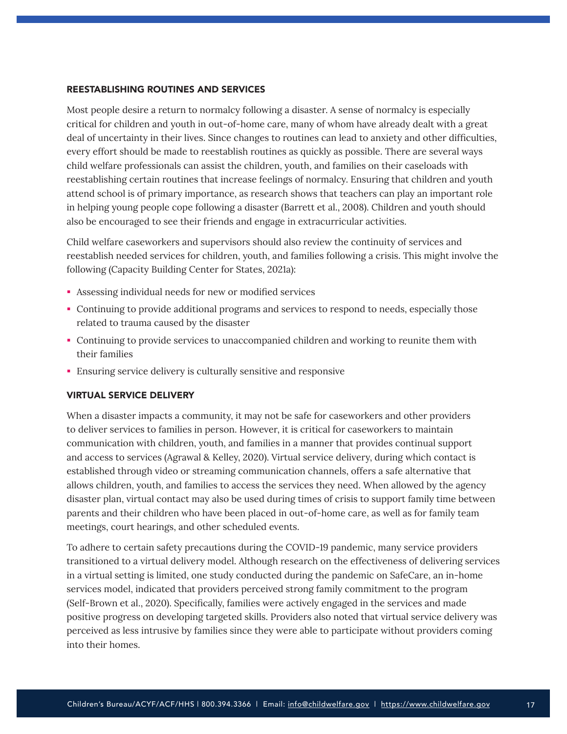### REESTABLISHING ROUTINES AND SERVICES

Most people desire a return to normalcy following a disaster. A sense of normalcy is especially critical for children and youth in out-of-home care, many of whom have already dealt with a great deal of uncertainty in their lives. Since changes to routines can lead to anxiety and other difficulties, every effort should be made to reestablish routines as quickly as possible. There are several ways child welfare professionals can assist the children, youth, and families on their caseloads with reestablishing certain routines that increase feelings of normalcy. Ensuring that children and youth attend school is of primary importance, as research shows that teachers can play an important role in helping young people cope following a disaster (Barrett et al., 2008). Children and youth should also be encouraged to see their friends and engage in extracurricular activities.

Child welfare caseworkers and supervisors should also review the continuity of services and reestablish needed services for children, youth, and families following a crisis. This might involve the following (Capacity Building Center for States, 2021a):

- Assessing individual needs for new or modified services
- Continuing to provide additional programs and services to respond to needs, especially those related to trauma caused by the disaster
- Continuing to provide services to unaccompanied children and working to reunite them with their families
- Ensuring service delivery is culturally sensitive and responsive

### VIRTUAL SERVICE DELIVERY

When a disaster impacts a community, it may not be safe for caseworkers and other providers to deliver services to families in person. However, it is critical for caseworkers to maintain communication with children, youth, and families in a manner that provides continual support and access to services (Agrawal & Kelley, 2020). Virtual service delivery, during which contact is established through video or streaming communication channels, offers a safe alternative that allows children, youth, and families to access the services they need. When allowed by the agency disaster plan, virtual contact may also be used during times of crisis to support family time between parents and their children who have been placed in out-of-home care, as well as for family team meetings, court hearings, and other scheduled events.

To adhere to certain safety precautions during the COVID-19 pandemic, many service providers transitioned to a virtual delivery model. Although research on the effectiveness of delivering services in a virtual setting is limited, one study conducted during the pandemic on SafeCare, an in-home services model, indicated that providers perceived strong family commitment to the program (Self-Brown et al., 2020). Specifically, families were actively engaged in the services and made positive progress on developing targeted skills. Providers also noted that virtual service delivery was perceived as less intrusive by families since they were able to participate without providers coming into their homes.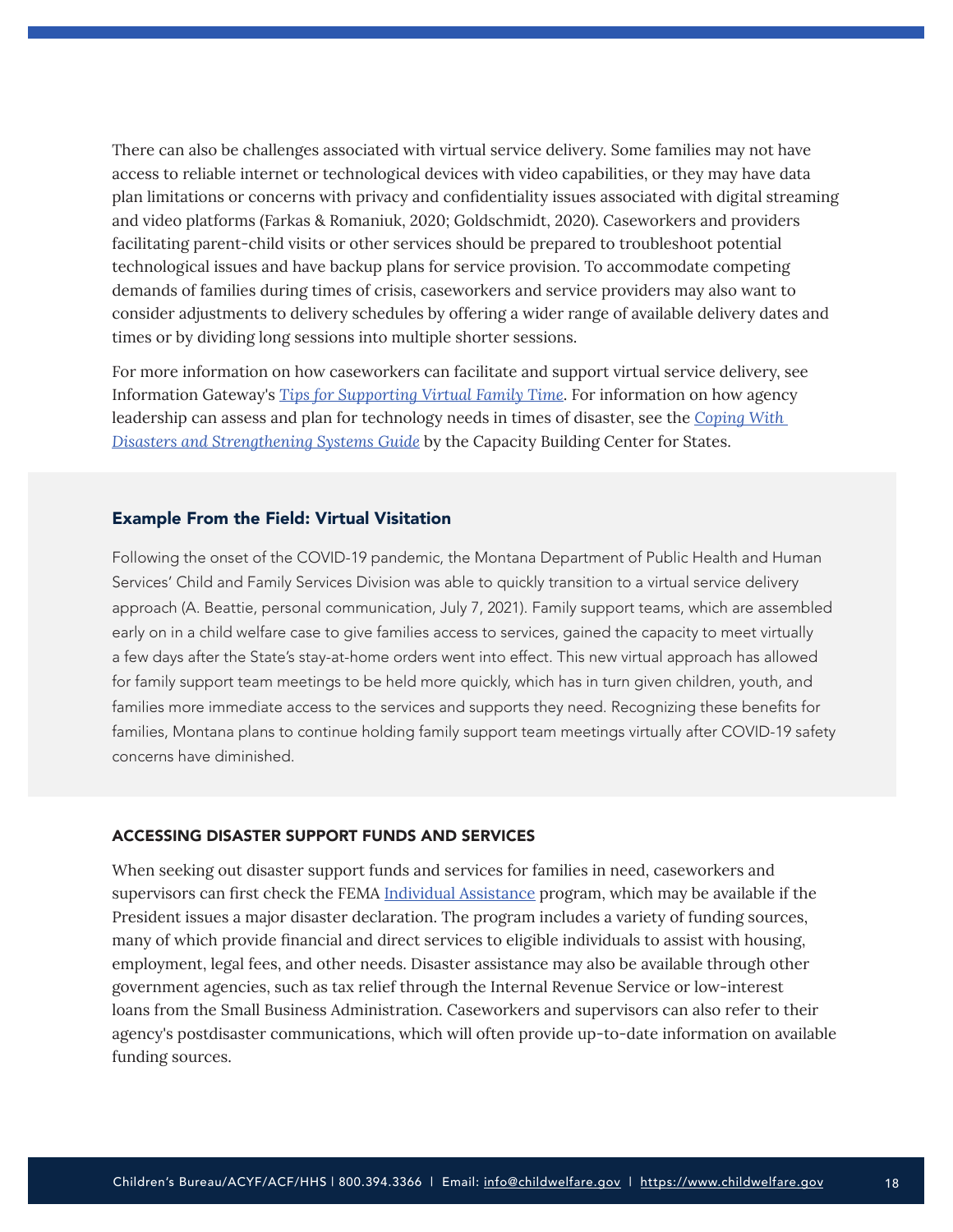There can also be challenges associated with virtual service delivery. Some families may not have access to reliable internet or technological devices with video capabilities, or they may have data plan limitations or concerns with privacy and confidentiality issues associated with digital streaming and video platforms (Farkas & Romaniuk, 2020; Goldschmidt, 2020). Caseworkers and providers facilitating parent-child visits or other services should be prepared to troubleshoot potential technological issues and have backup plans for service provision. To accommodate competing demands of families during times of crisis, caseworkers and service providers may also want to consider adjustments to delivery schedules by offering a wider range of available delivery dates and times or by dividing long sessions into multiple shorter sessions.

For more information on how caseworkers can facilitate and support virtual service delivery, see Information Gateway's *Tips for Supporting Virtual Family Time*. For information on how agency leadership can assess and plan for technology needs in times of disaster, see the *Coping With Disasters and Strengthening Systems Guide* by the Capacity Building Center for States.

### Example From the Field: Virtual Visitation

Following the onset of the COVID-19 pandemic, the Montana Department of Public Health and Human Services' Child and Family Services Division was able to quickly transition to a virtual service delivery approach (A. Beattie, personal communication, July 7, 2021). Family support teams, which are assembled early on in a child welfare case to give families access to services, gained the capacity to meet virtually a few days after the State's stay-at-home orders went into effect. This new virtual approach has allowed for family support team meetings to be held more quickly, which has in turn given children, youth, and families more immediate access to the services and supports they need. Recognizing these benefits for families, Montana plans to continue holding family support team meetings virtually after COVID-19 safety concerns have diminished.

### ACCESSING DISASTER SUPPORT FUNDS AND SERVICES

When seeking out disaster support funds and services for families in need, caseworkers and supervisors can first check the FEMA Individual Assistance program, which may be available if the President issues a major disaster declaration. The program includes a variety of funding sources, many of which provide financial and direct services to eligible individuals to assist with housing, employment, legal fees, and other needs. Disaster assistance may also be available through other government agencies, such as tax relief through the Internal Revenue Service or low-interest loans from the Small Business Administration. Caseworkers and supervisors can also refer to their agency's postdisaster communications, which will often provide up-to-date information on available funding sources.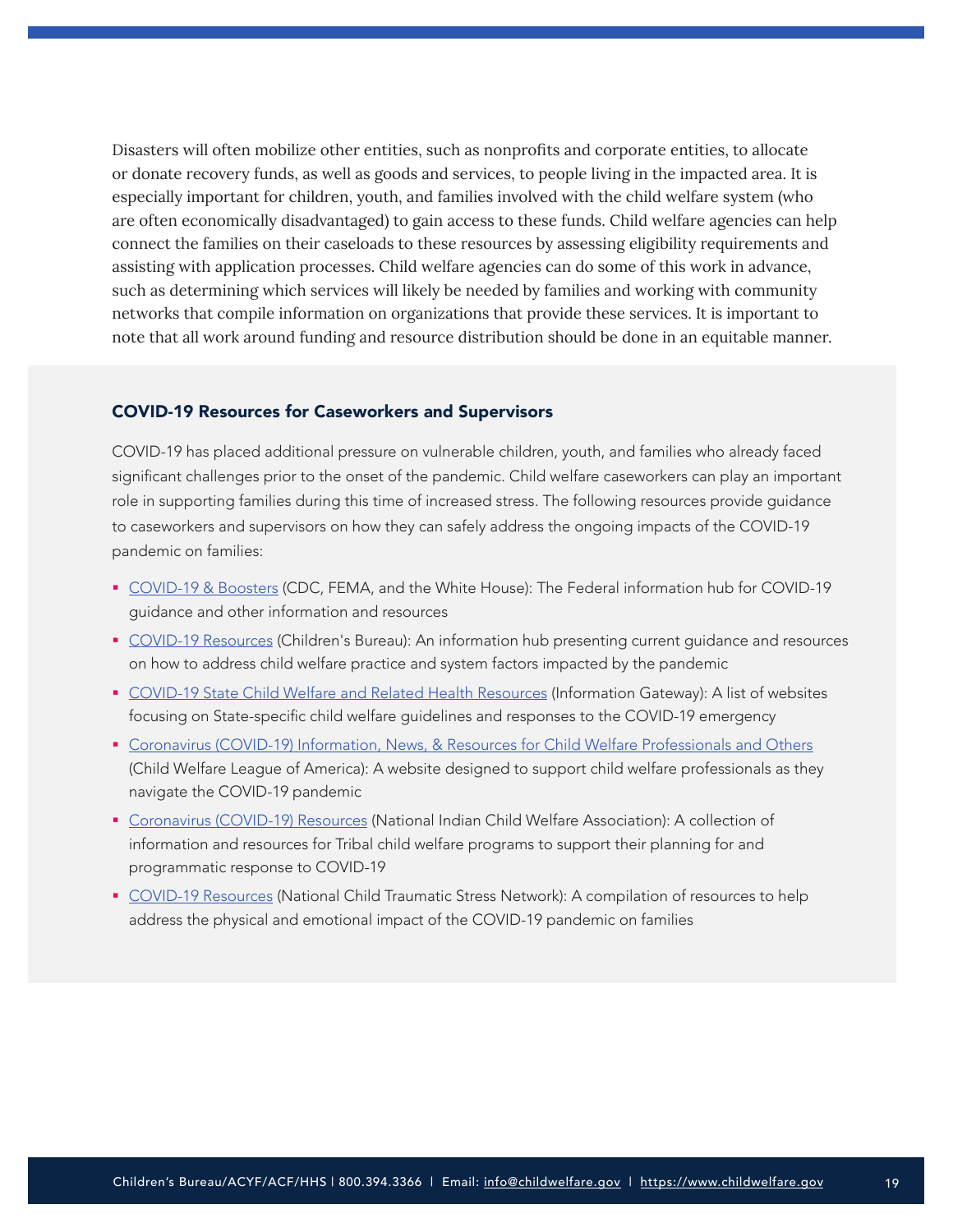Disasters will often mobilize other entities, such as nonprofits and corporate entities, to allocate or donate recovery funds, as well as goods and services, to people living in the impacted area. It is especially important for children, youth, and families involved with the child welfare system (who are often economically disadvantaged) to gain access to these funds. Child welfare agencies can help connect the families on their caseloads to these resources by assessing eligibility requirements and assisting with application processes. Child welfare agencies can do some of this work in advance, such as determining which services will likely be needed by families and working with community networks that compile information on organizations that provide these services. It is important to note that all work around funding and resource distribution should be done in an equitable manner.

### COVID-19 Resources for Caseworkers and Supervisors

COVID-19 has placed additional pressure on vulnerable children, youth, and families who already faced significant challenges prior to the onset of the pandemic. Child welfare caseworkers can play an important role in supporting families during this time of increased stress. The following resources provide guidance to caseworkers and supervisors on how they can safely address the ongoing impacts of the COVID-19 pandemic on families:

- COVID-19 & Boosters (CDC, FEMA, and the White House): The Federal information hub for COVID-19 guidance and other information and resources
- COVID-19 Resources (Children's Bureau): An information hub presenting current guidance and resources on how to address child welfare practice and system factors impacted by the pandemic
- COVID-19 State Child Welfare and Related Health Resources (Information Gateway): A list of websites focusing on State-specific child welfare guidelines and responses to the COVID-19 emergency
- Coronavirus (COVID-19) Information, News, & Resources for Child Welfare Professionals and Others (Child Welfare League of America): A website designed to support child welfare professionals as they navigate the COVID-19 pandemic
- Coronavirus (COVID-19) Resources (National Indian Child Welfare Association): A collection of information and resources for Tribal child welfare programs to support their planning for and programmatic response to COVID-19
- COVID-19 Resources (National Child Traumatic Stress Network): A compilation of resources to help address the physical and emotional impact of the COVID-19 pandemic on families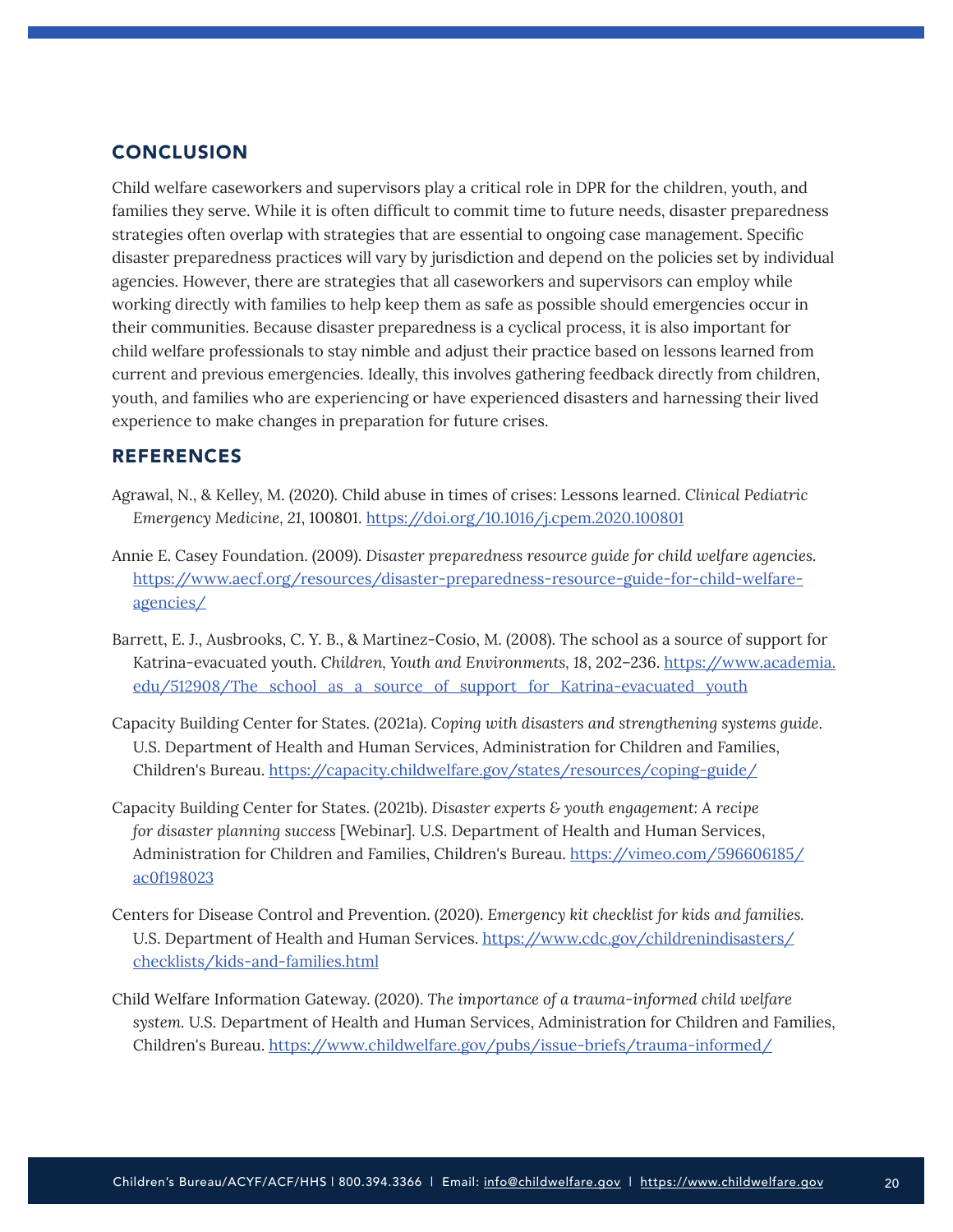## CONCLUSION

Child welfare caseworkers and supervisors play a critical role in DPR for the children, youth, and families they serve. While it is often difficult to commit time to future needs, disaster preparedness strategies often overlap with strategies that are essential to ongoing case management. Specific disaster preparedness practices will vary by jurisdiction and depend on the policies set by individual agencies. However, there are strategies that all caseworkers and supervisors can employ while working directly with families to help keep them as safe as possible should emergencies occur in their communities. Because disaster preparedness is a cyclical process, it is also important for child welfare professionals to stay nimble and adjust their practice based on lessons learned from current and previous emergencies. Ideally, this involves gathering feedback directly from children, youth, and families who are experiencing or have experienced disasters and harnessing their lived experience to make changes in preparation for future crises.

## REFERENCES

Agrawal, N., & Kelley, M. (2020). Child abuse in times of crises: Lessons learned. *Clinical Pediatric Emergency Medicine*, *21*, 100801. https://doi.org/10.1016/j.cpem.2020.100801

Annie E. Casey Foundation. (2009). *Disaster preparedness resource guide for child welfare agencies.* https://www.aecf.org/resources/disaster-preparedness-resource-guide-for-child-welfare-agencies/

Barrett, E. J., Ausbrooks, C. Y. B., & Martinez-Cosio, M. (2008). The school as a source of support for Katrina-evacuated youth. *Children, Youth and Environments*, 18, 202–236. https://www.academia.edu/512908/The_school_as_a_source_of_support_for_Katrina-evacuated_youth

Capacity Building Center for States. (2021a). *Coping with disasters and strengthening systems guide*. U.S. Department of Health and Human Services, Administration for Children and Families, Children's Bureau. https://capacity.childwelfare.gov/states/resources/coping-guide/

Capacity Building Center for States. (2021b). *Disaster experts & youth engagement: A recipe for disaster planning success* [Webinar]. U.S. Department of Health and Human Services, Administration for Children and Families, Children's Bureau. https://vimeo.com/596606185/ac0f198023

Centers for Disease Control and Prevention. (2020). *Emergency kit checklist for kids and families.* U.S. Department of Health and Human Services. https://www.cdc.gov/childrenindisasters/checklists/kids-and-families.html

Child Welfare Information Gateway. (2020). *The importance of a trauma-informed child welfare system.* U.S. Department of Health and Human Services, Administration for Children and Families, Children's Bureau. https://www.childwelfare.gov/pubs/issue-briefs/trauma-informed/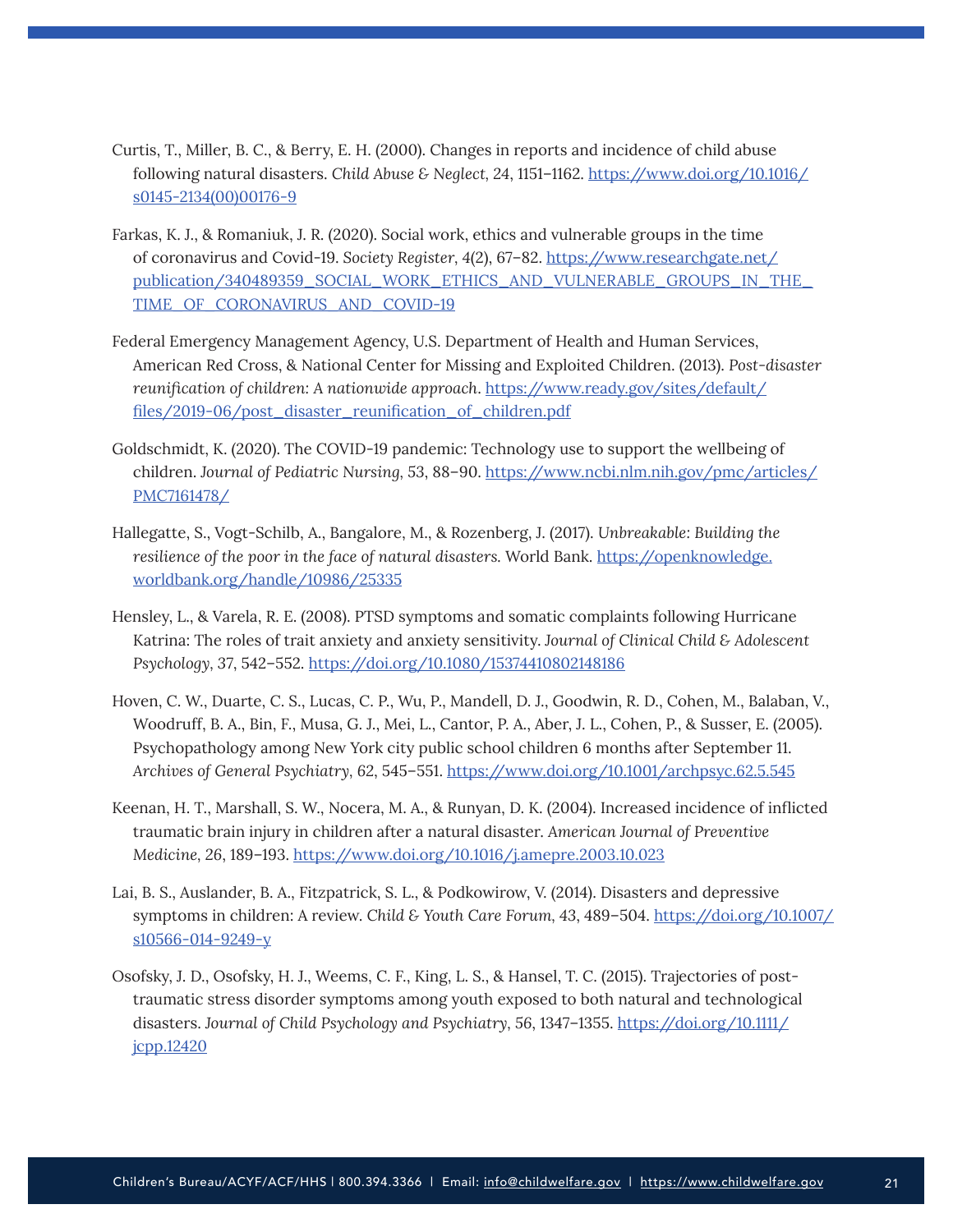Curtis, T., Miller, B. C., & Berry, E. H. (2000). Changes in reports and incidence of child abuse following natural disasters. *Child Abuse & Neglect*, *24*, 1151–1162. https://www.doi.org/10.1016/s0145-2134(00)00176-9

Farkas, K. J., & Romaniuk, J. R. (2020). Social work, ethics and vulnerable groups in the time of coronavirus and Covid-19. *Society Register*, 4(2), 67–82. https://www.researchgate.net/publication/340489359_SOCIAL_WORK_ETHICS_AND_VULNERABLE_GROUPS_IN_THE_TIME_OF_CORONAVIRUS_AND_COVID-19

Federal Emergency Management Agency, U.S. Department of Health and Human Services, American Red Cross, & National Center for Missing and Exploited Children. (2013). *Post-disaster reunification of children: A nationwide approach*. https://www.ready.gov/sites/default/files/2019-06/post_disaster_reunification_of_children.pdf

Goldschmidt, K. (2020). The COVID-19 pandemic: Technology use to support the wellbeing of children. *Journal of Pediatric Nursing*, 53, 88–90. https://www.ncbi.nlm.nih.gov/pmc/articles/PMC7161478/

Hallegatte, S., Vogt-Schilb, A., Bangalore, M., & Rozenberg, J. (2017). *Unbreakable: Building the resilience of the poor in the face of natural disasters.* World Bank. https://openknowledge.worldbank.org/handle/10986/25335

Hensley, L., & Varela, R. E. (2008). PTSD symptoms and somatic complaints following Hurricane Katrina: The roles of trait anxiety and anxiety sensitivity. *Journal of Clinical Child & Adolescent Psychology*, 37, 542–552. https://doi.org/10.1080/15374410802148186

Hoven, C. W., Duarte, C. S., Lucas, C. P., Wu, P., Mandell, D. J., Goodwin, R. D., Cohen, M., Balaban, V., Woodruff, B. A., Bin, F., Musa, G. J., Mei, L., Cantor, P. A., Aber, J. L., Cohen, P., & Susser, E. (2005). Psychopathology among New York city public school children 6 months after September 11. *Archives of General Psychiatry*, *62*, 545–551. https://www.doi.org/10.1001/archpsyc.62.5.545

Keenan, H. T., Marshall, S. W., Nocera, M. A., & Runyan, D. K. (2004). Increased incidence of inflicted traumatic brain injury in children after a natural disaster. *American Journal of Preventive Medicine*, *26*, 189–193. https://www.doi.org/10.1016/j.amepre.2003.10.023

Lai, B. S., Auslander, B. A., Fitzpatrick, S. L., & Podkowirow, V. (2014). Disasters and depressive symptoms in children: A review. *Child & Youth Care Forum*, 43, 489–504. https://doi.org/10.1007/s10566-014-9249-y

Osofsky, J. D., Osofsky, H. J., Weems, C. F., King, L. S., & Hansel, T. C. (2015). Trajectories of post-traumatic stress disorder symptoms among youth exposed to both natural and technological disasters. *Journal of Child Psychology and Psychiatry*, *56*, 1347–1355. https://doi.org/10.1111/jcpp.12420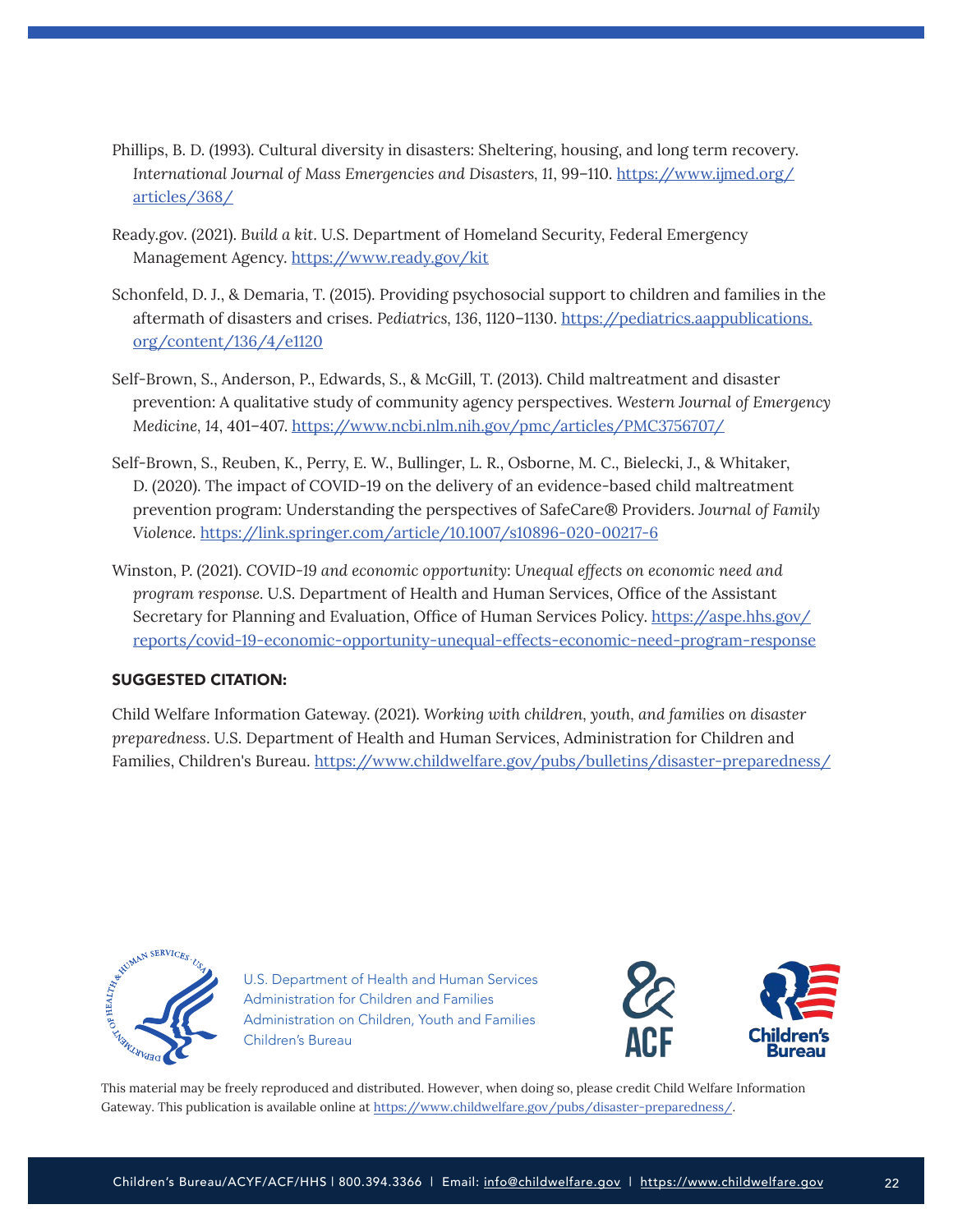Phillips, B. D. (1993). Cultural diversity in disasters: Sheltering, housing, and long term recovery. *International Journal of Mass Emergencies and Disasters*, *11*, 99–110. https://www.ijmed.org/articles/368/

Ready.gov. (2021). *Build a kit*. U.S. Department of Homeland Security, Federal Emergency Management Agency. https://www.ready.gov/kit

Schonfeld, D. J., & Demaria, T. (2015). Providing psychosocial support to children and families in the aftermath of disasters and crises. *Pediatrics*, *136*, 1120–1130. https://pediatrics.aappublications.org/content/136/4/e1120

Self-Brown, S., Anderson, P., Edwards, S., & McGill, T. (2013). Child maltreatment and disaster prevention: A qualitative study of community agency perspectives. *Western Journal of Emergency Medicine*, *14*, 401–407. https://www.ncbi.nlm.nih.gov/pmc/articles/PMC3756707/

Self-Brown, S., Reuben, K., Perry, E. W., Bullinger, L. R., Osborne, M. C., Bielecki, J., & Whitaker, D. (2020). The impact of COVID-19 on the delivery of an evidence-based child maltreatment prevention program: Understanding the perspectives of SafeCare® Providers. *Journal of Family Violence*. https://link.springer.com/article/10.1007/s10896-020-00217-6

Winston, P. (2021). *COVID-19 and economic opportunity: Unequal effects on economic need and program response*. U.S. Department of Health and Human Services, Office of the Assistant Secretary for Planning and Evaluation, Office of Human Services Policy. https://aspe.hhs.gov/reports/covid-19-economic-opportunity-unequal-effects-economic-need-program-response

**SUGGESTED CITATION:**

Child Welfare Information Gateway. (2021). *Working with children, youth, and families on disaster preparedness*. U.S. Department of Health and Human Services, Administration for Children and Families, Children's Bureau. https://www.childwelfare.gov/pubs/bulletins/disaster-preparedness/

U.S. Department of Health and Human Services
Administration for Children and Families
Administration on Children, Youth and Families
Children's Bureau

This material may be freely reproduced and distributed. However, when doing so, please credit Child Welfare Information Gateway. This publication is available online at https://www.childwelfare.gov/pubs/disaster-preparedness/.